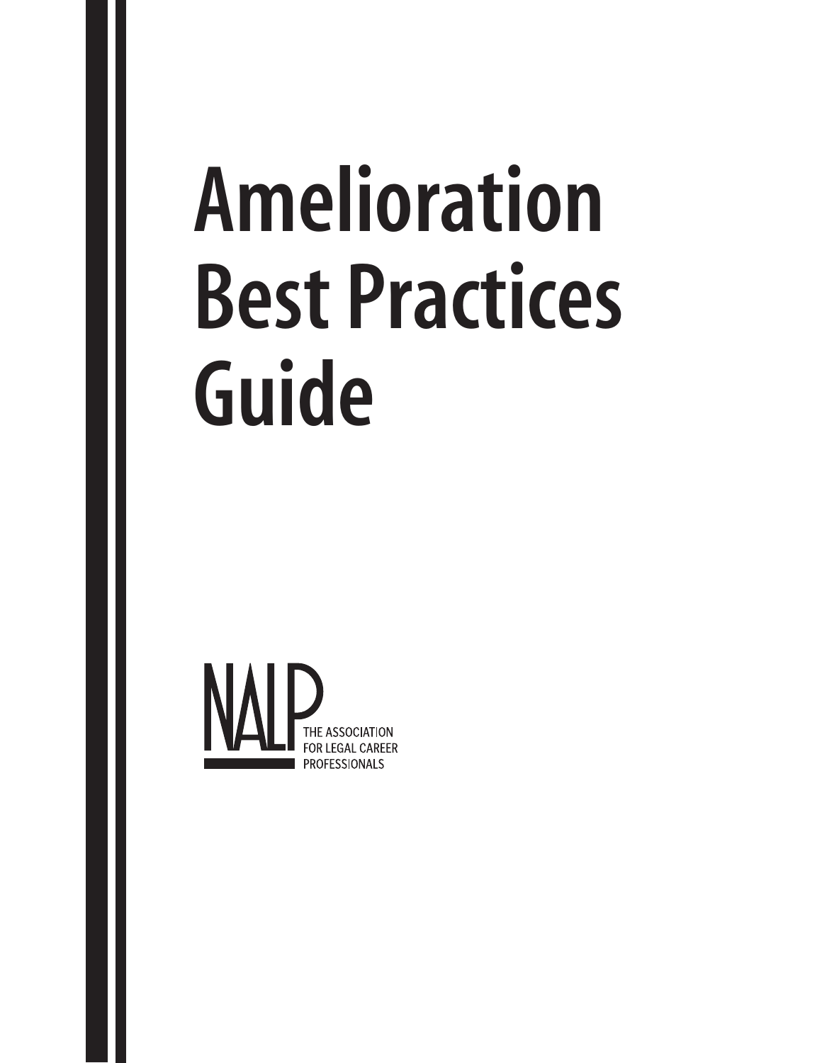# Amelioration Best Practices Guide

NALP

THE ASSOCIATION FOR LEGAL CAREER PROFESSIONALS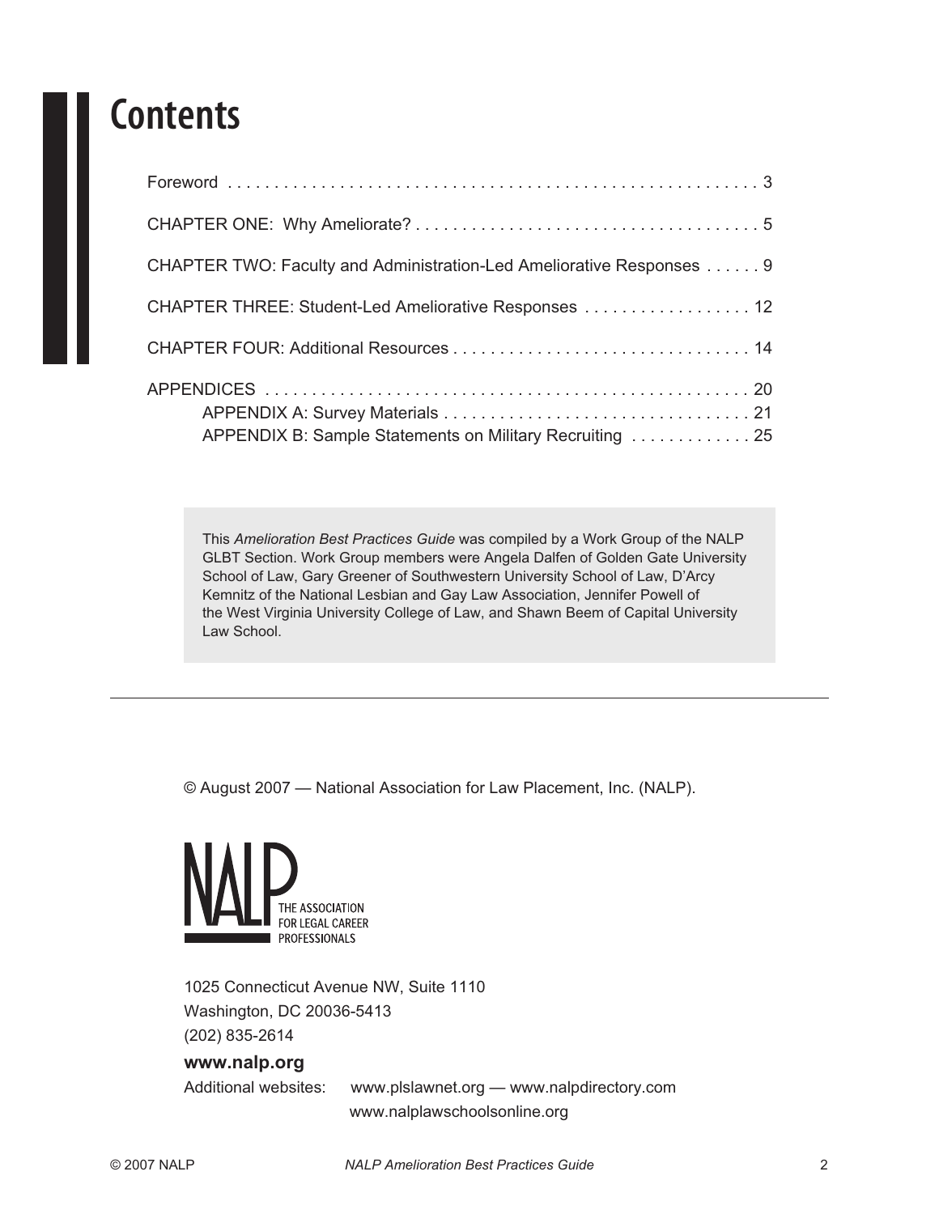# Contents

Foreword . . . . . . . . . . . . . . . . . . . . . . . . . . . . . . . . . . . . . . . . . . . . . . . . . . . . . . . . . 3

CHAPTER ONE: Why Ameliorate? . . . . . . . . . . . . . . . . . . . . . . . . . . . . . . . . . . . . . 5

CHAPTER TWO: Faculty and Administration-Led Ameliorative Responses . . . . . . 9

CHAPTER THREE: Student-Led Ameliorative Responses . . . . . . . . . . . . . . . . . . 12

CHAPTER FOUR: Additional Resources . . . . . . . . . . . . . . . . . . . . . . . . . . . . . . . 14

APPENDICES . . . . . . . . . . . . . . . . . . . . . . . . . . . . . . . . . . . . . . . . . . . . . . . . . . . 20
- APPENDIX A: Survey Materials . . . . . . . . . . . . . . . . . . . . . . . . . . . . . . . . . 21
- APPENDIX B: Sample Statements on Military Recruiting . . . . . . . . . . . . . 25

This *Amelioration Best Practices Guide* was compiled by a Work Group of the NALP GLBT Section. Work Group members were Angela Dalfen of Golden Gate University School of Law, Gary Greener of Southwestern University School of Law, D'Arcy Kemnitz of the National Lesbian and Gay Law Association, Jennifer Powell of the West Virginia University College of Law, and Shawn Beem of Capital University Law School.

---

© August 2007 — National Association for Law Placement, Inc. (NALP).

NALP THE ASSOCIATION FOR LEGAL CAREER PROFESSIONALS

1025 Connecticut Avenue NW, Suite 1110
Washington, DC 20036-5413
(202) 835-2614

**www.nalp.org**

Additional websites: www.plslawnet.org — www.nalpdirectory.com
www.nalplawschoolsonline.org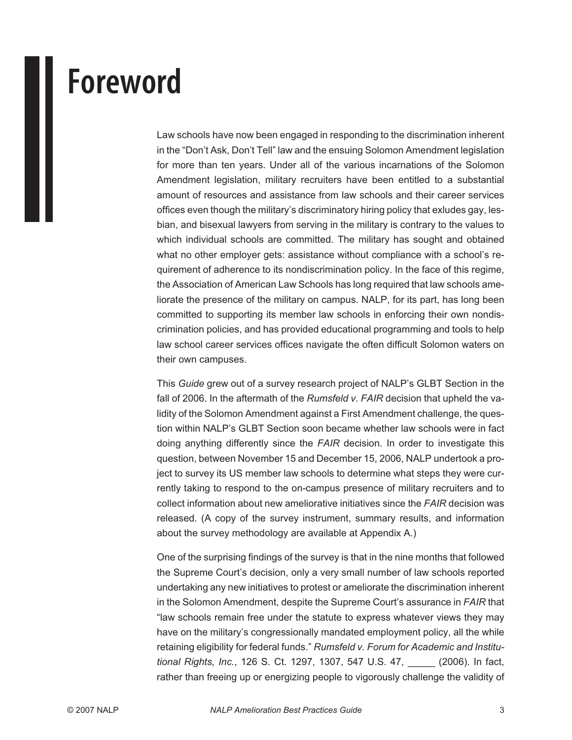# Foreword

Law schools have now been engaged in responding to the discrimination inherent in the "Don't Ask, Don't Tell" law and the ensuing Solomon Amendment legislation for more than ten years. Under all of the various incarnations of the Solomon Amendment legislation, military recruiters have been entitled to a substantial amount of resources and assistance from law schools and their career services offices even though the military's discriminatory hiring policy that exludes gay, lesbian, and bisexual lawyers from serving in the military is contrary to the values to which individual schools are committed. The military has sought and obtained what no other employer gets: assistance without compliance with a school's requirement of adherence to its nondiscrimination policy. In the face of this regime, the Association of American Law Schools has long required that law schools ameliorate the presence of the military on campus. NALP, for its part, has long been committed to supporting its member law schools in enforcing their own nondiscrimination policies, and has provided educational programming and tools to help law school career services offices navigate the often difficult Solomon waters on their own campuses.

This *Guide* grew out of a survey research project of NALP's GLBT Section in the fall of 2006. In the aftermath of the *Rumsfeld v. FAIR* decision that upheld the validity of the Solomon Amendment against a First Amendment challenge, the question within NALP's GLBT Section soon became whether law schools were in fact doing anything differently since the *FAIR* decision. In order to investigate this question, between November 15 and December 15, 2006, NALP undertook a project to survey its US member law schools to determine what steps they were currently taking to respond to the on-campus presence of military recruiters and to collect information about new ameliorative initiatives since the *FAIR* decision was released. (A copy of the survey instrument, summary results, and information about the survey methodology are available at Appendix A.)

One of the surprising findings of the survey is that in the nine months that followed the Supreme Court's decision, only a very small number of law schools reported undertaking any new initiatives to protest or ameliorate the discrimination inherent in the Solomon Amendment, despite the Supreme Court's assurance in *FAIR* that "law schools remain free under the statute to express whatever views they may have on the military's congressionally mandated employment policy, all the while retaining eligibility for federal funds." *Rumsfeld v. Forum for Academic and Institutional Rights, Inc.*, 126 S. Ct. 1297, 1307, 547 U.S. 47, _____ (2006). In fact, rather than freeing up or energizing people to vigorously challenge the validity of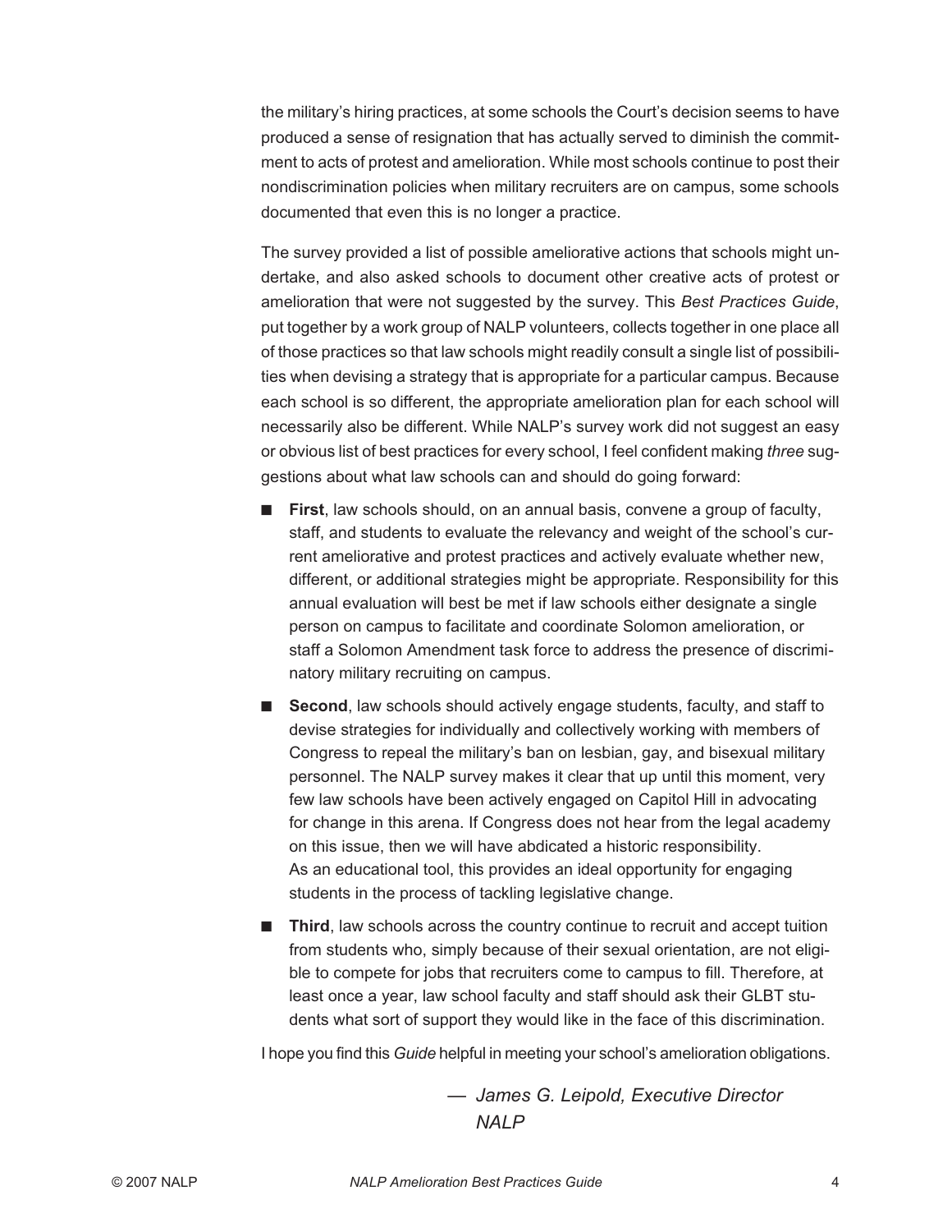the military's hiring practices, at some schools the Court's decision seems to have produced a sense of resignation that has actually served to diminish the commitment to acts of protest and amelioration. While most schools continue to post their nondiscrimination policies when military recruiters are on campus, some schools documented that even this is no longer a practice.

The survey provided a list of possible ameliorative actions that schools might undertake, and also asked schools to document other creative acts of protest or amelioration that were not suggested by the survey. This *Best Practices Guide*, put together by a work group of NALP volunteers, collects together in one place all of those practices so that law schools might readily consult a single list of possibilities when devising a strategy that is appropriate for a particular campus. Because each school is so different, the appropriate amelioration plan for each school will necessarily also be different. While NALP's survey work did not suggest an easy or obvious list of best practices for every school, I feel confident making *three* suggestions about what law schools can and should do going forward:

- **First**, law schools should, on an annual basis, convene a group of faculty, staff, and students to evaluate the relevancy and weight of the school's current ameliorative and protest practices and actively evaluate whether new, different, or additional strategies might be appropriate. Responsibility for this annual evaluation will best be met if law schools either designate a single person on campus to facilitate and coordinate Solomon amelioration, or staff a Solomon Amendment task force to address the presence of discriminatory military recruiting on campus.

- **Second**, law schools should actively engage students, faculty, and staff to devise strategies for individually and collectively working with members of Congress to repeal the military's ban on lesbian, gay, and bisexual military personnel. The NALP survey makes it clear that up until this moment, very few law schools have been actively engaged on Capitol Hill in advocating for change in this arena. If Congress does not hear from the legal academy on this issue, then we will have abdicated a historic responsibility. As an educational tool, this provides an ideal opportunity for engaging students in the process of tackling legislative change.

- **Third**, law schools across the country continue to recruit and accept tuition from students who, simply because of their sexual orientation, are not eligible to compete for jobs that recruiters come to campus to fill. Therefore, at least once a year, law school faculty and staff should ask their GLBT students what sort of support they would like in the face of this discrimination.

I hope you find this *Guide* helpful in meeting your school's amelioration obligations.

*— James G. Leipold, Executive Director*
*NALP*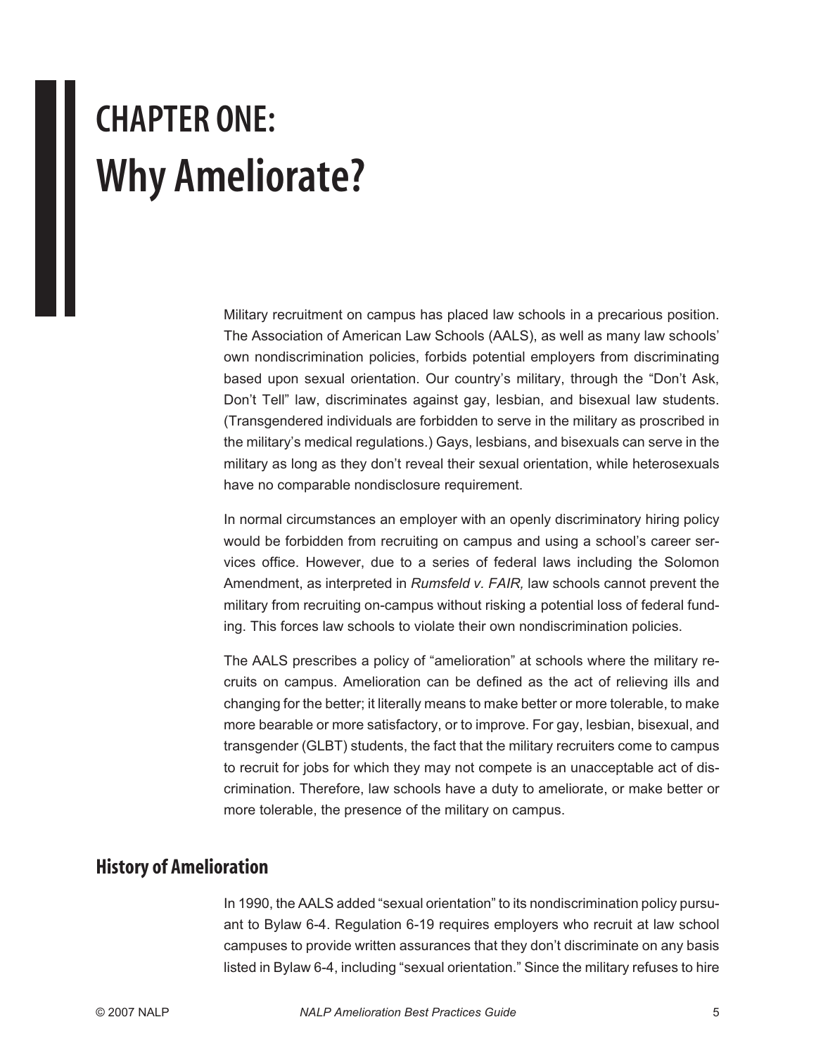# CHAPTER ONE: Why Ameliorate?

Military recruitment on campus has placed law schools in a precarious position. The Association of American Law Schools (AALS), as well as many law schools' own nondiscrimination policies, forbids potential employers from discriminating based upon sexual orientation. Our country's military, through the "Don't Ask, Don't Tell" law, discriminates against gay, lesbian, and bisexual law students. (Transgendered individuals are forbidden to serve in the military as proscribed in the military's medical regulations.) Gays, lesbians, and bisexuals can serve in the military as long as they don't reveal their sexual orientation, while heterosexuals have no comparable nondisclosure requirement.

In normal circumstances an employer with an openly discriminatory hiring policy would be forbidden from recruiting on campus and using a school's career services office. However, due to a series of federal laws including the Solomon Amendment, as interpreted in *Rumsfeld v. FAIR,* law schools cannot prevent the military from recruiting on-campus without risking a potential loss of federal funding. This forces law schools to violate their own nondiscrimination policies.

The AALS prescribes a policy of "amelioration" at schools where the military recruits on campus. Amelioration can be defined as the act of relieving ills and changing for the better; it literally means to make better or more tolerable, to make more bearable or more satisfactory, or to improve. For gay, lesbian, bisexual, and transgender (GLBT) students, the fact that the military recruiters come to campus to recruit for jobs for which they may not compete is an unacceptable act of discrimination. Therefore, law schools have a duty to ameliorate, or make better or more tolerable, the presence of the military on campus.

## History of Amelioration

In 1990, the AALS added "sexual orientation" to its nondiscrimination policy pursuant to Bylaw 6-4. Regulation 6-19 requires employers who recruit at law school campuses to provide written assurances that they don't discriminate on any basis listed in Bylaw 6-4, including "sexual orientation." Since the military refuses to hire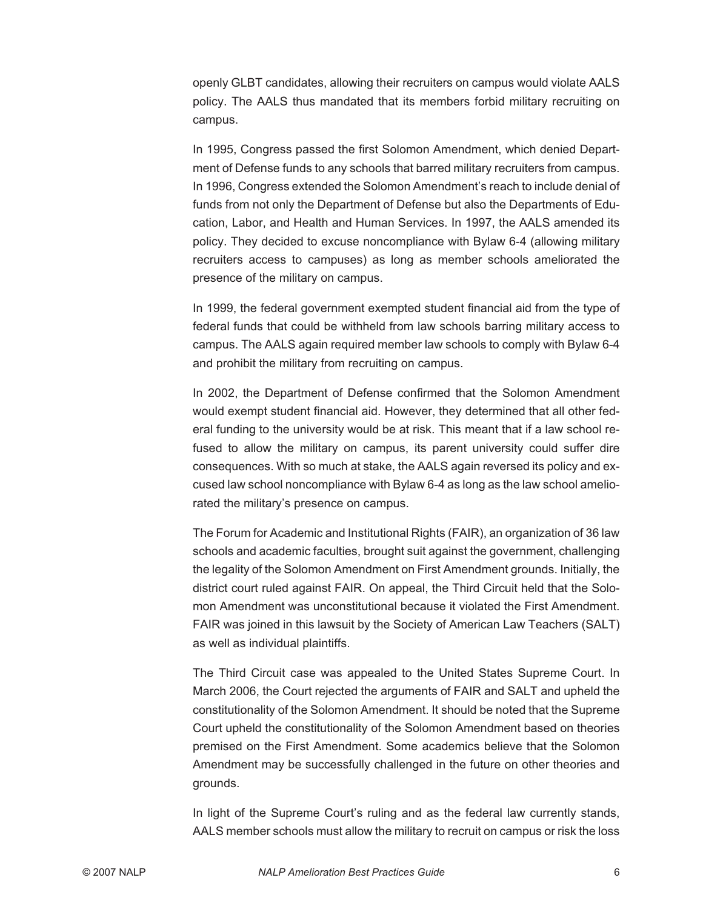openly GLBT candidates, allowing their recruiters on campus would violate AALS policy. The AALS thus mandated that its members forbid military recruiting on campus.

In 1995, Congress passed the first Solomon Amendment, which denied Department of Defense funds to any schools that barred military recruiters from campus. In 1996, Congress extended the Solomon Amendment's reach to include denial of funds from not only the Department of Defense but also the Departments of Education, Labor, and Health and Human Services. In 1997, the AALS amended its policy. They decided to excuse noncompliance with Bylaw 6-4 (allowing military recruiters access to campuses) as long as member schools ameliorated the presence of the military on campus.

In 1999, the federal government exempted student financial aid from the type of federal funds that could be withheld from law schools barring military access to campus. The AALS again required member law schools to comply with Bylaw 6-4 and prohibit the military from recruiting on campus.

In 2002, the Department of Defense confirmed that the Solomon Amendment would exempt student financial aid. However, they determined that all other federal funding to the university would be at risk. This meant that if a law school refused to allow the military on campus, its parent university could suffer dire consequences. With so much at stake, the AALS again reversed its policy and excused law school noncompliance with Bylaw 6-4 as long as the law school ameliorated the military's presence on campus.

The Forum for Academic and Institutional Rights (FAIR), an organization of 36 law schools and academic faculties, brought suit against the government, challenging the legality of the Solomon Amendment on First Amendment grounds. Initially, the district court ruled against FAIR. On appeal, the Third Circuit held that the Solomon Amendment was unconstitutional because it violated the First Amendment. FAIR was joined in this lawsuit by the Society of American Law Teachers (SALT) as well as individual plaintiffs.

The Third Circuit case was appealed to the United States Supreme Court. In March 2006, the Court rejected the arguments of FAIR and SALT and upheld the constitutionality of the Solomon Amendment. It should be noted that the Supreme Court upheld the constitutionality of the Solomon Amendment based on theories premised on the First Amendment. Some academics believe that the Solomon Amendment may be successfully challenged in the future on other theories and grounds.

In light of the Supreme Court's ruling and as the federal law currently stands, AALS member schools must allow the military to recruit on campus or risk the loss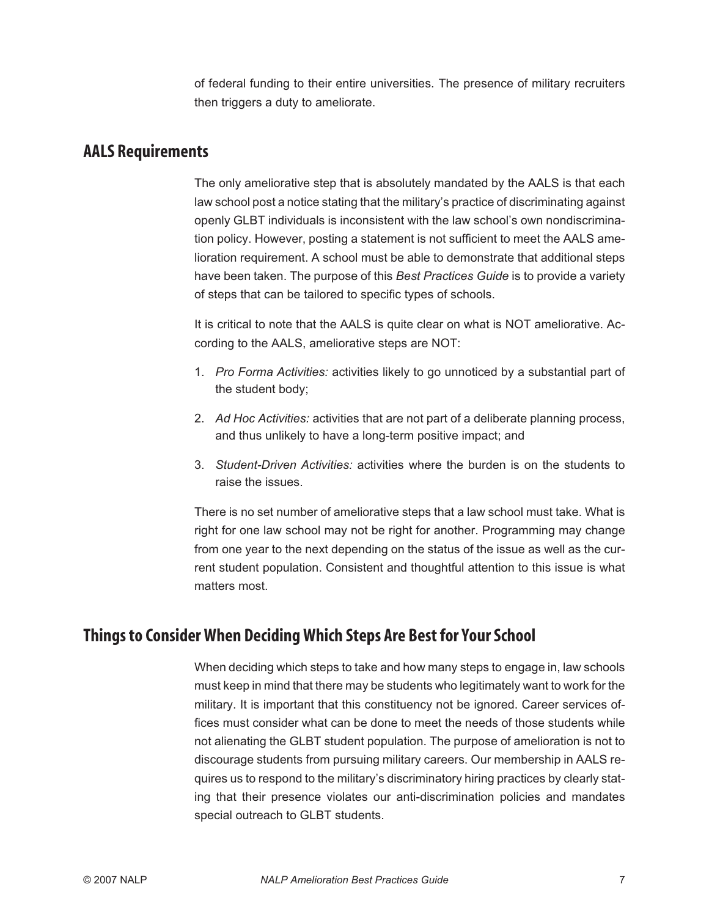of federal funding to their entire universities. The presence of military recruiters then triggers a duty to ameliorate.

## AALS Requirements

The only ameliorative step that is absolutely mandated by the AALS is that each law school post a notice stating that the military's practice of discriminating against openly GLBT individuals is inconsistent with the law school's own nondiscrimination policy. However, posting a statement is not sufficient to meet the AALS amelioration requirement. A school must be able to demonstrate that additional steps have been taken. The purpose of this *Best Practices Guide* is to provide a variety of steps that can be tailored to specific types of schools.

It is critical to note that the AALS is quite clear on what is NOT ameliorative. According to the AALS, ameliorative steps are NOT:

1. *Pro Forma Activities:* activities likely to go unnoticed by a substantial part of the student body;
2. *Ad Hoc Activities:* activities that are not part of a deliberate planning process, and thus unlikely to have a long-term positive impact; and
3. *Student-Driven Activities:* activities where the burden is on the students to raise the issues.

There is no set number of ameliorative steps that a law school must take. What is right for one law school may not be right for another. Programming may change from one year to the next depending on the status of the issue as well as the current student population. Consistent and thoughtful attention to this issue is what matters most.

## Things to Consider When Deciding Which Steps Are Best for Your School

When deciding which steps to take and how many steps to engage in, law schools must keep in mind that there may be students who legitimately want to work for the military. It is important that this constituency not be ignored. Career services offices must consider what can be done to meet the needs of those students while not alienating the GLBT student population. The purpose of amelioration is not to discourage students from pursuing military careers. Our membership in AALS requires us to respond to the military's discriminatory hiring practices by clearly stating that their presence violates our anti-discrimination policies and mandates special outreach to GLBT students.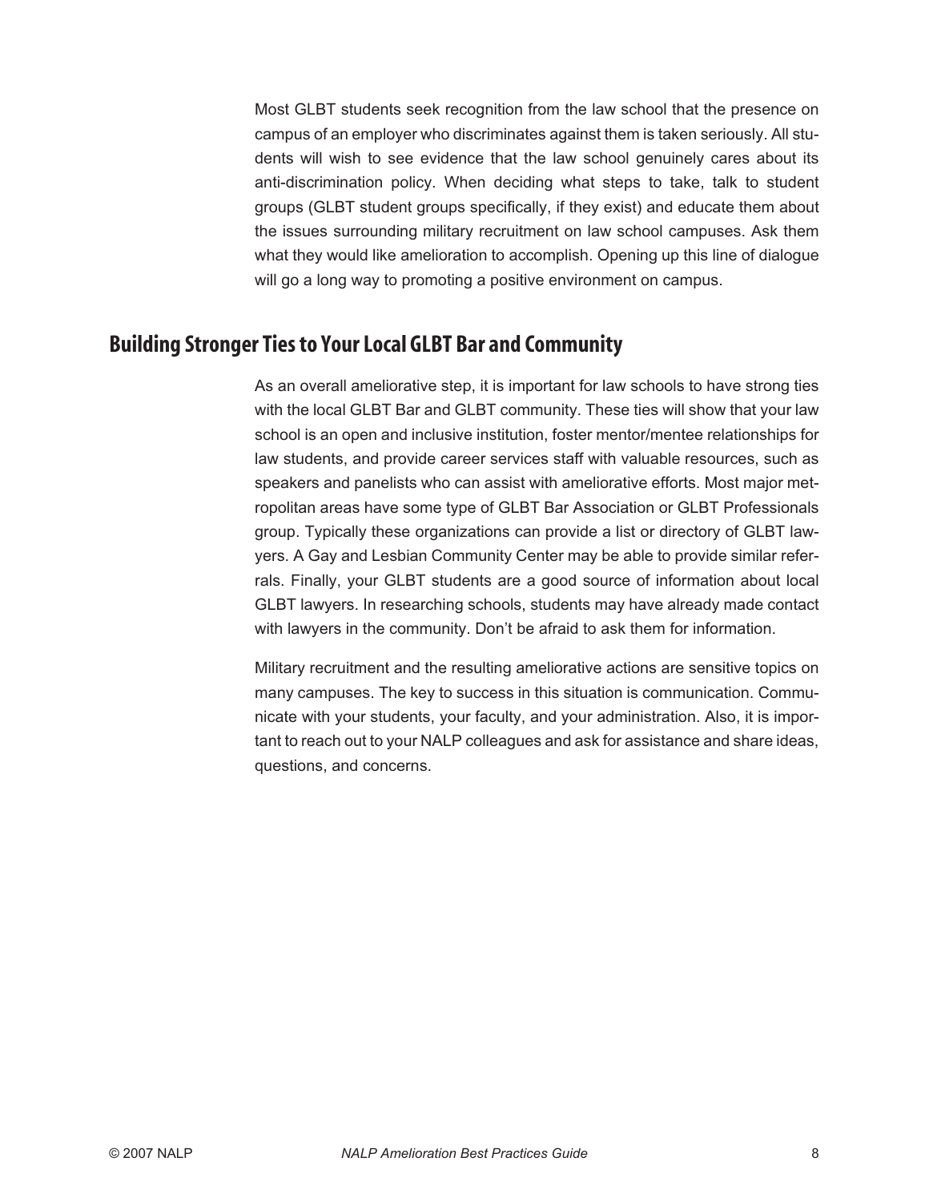Most GLBT students seek recognition from the law school that the presence on campus of an employer who discriminates against them is taken seriously. All students will wish to see evidence that the law school genuinely cares about its anti-discrimination policy. When deciding what steps to take, talk to student groups (GLBT student groups specifically, if they exist) and educate them about the issues surrounding military recruitment on law school campuses. Ask them what they would like amelioration to accomplish. Opening up this line of dialogue will go a long way to promoting a positive environment on campus.

## Building Stronger Ties to Your Local GLBT Bar and Community

As an overall ameliorative step, it is important for law schools to have strong ties with the local GLBT Bar and GLBT community. These ties will show that your law school is an open and inclusive institution, foster mentor/mentee relationships for law students, and provide career services staff with valuable resources, such as speakers and panelists who can assist with ameliorative efforts. Most major metropolitan areas have some type of GLBT Bar Association or GLBT Professionals group. Typically these organizations can provide a list or directory of GLBT lawyers. A Gay and Lesbian Community Center may be able to provide similar referrals. Finally, your GLBT students are a good source of information about local GLBT lawyers. In researching schools, students may have already made contact with lawyers in the community. Don't be afraid to ask them for information.

Military recruitment and the resulting ameliorative actions are sensitive topics on many campuses. The key to success in this situation is communication. Communicate with your students, your faculty, and your administration. Also, it is important to reach out to your NALP colleagues and ask for assistance and share ideas, questions, and concerns.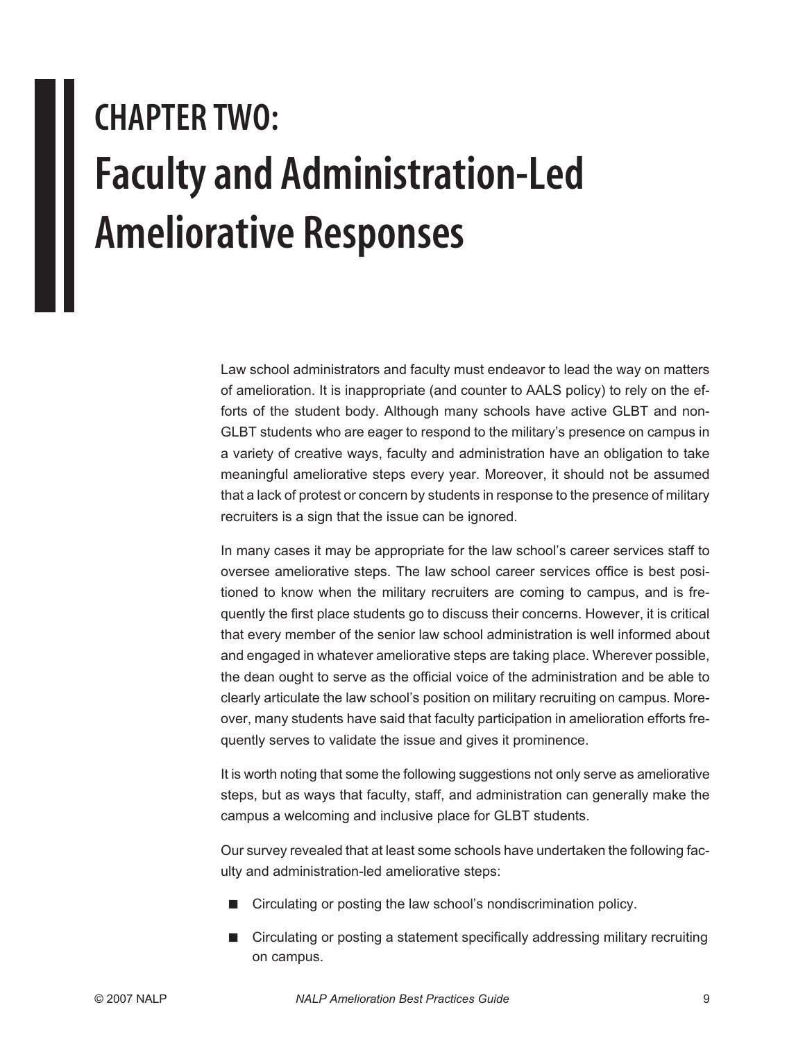# CHAPTER TWO: Faculty and Administration-Led Ameliorative Responses

Law school administrators and faculty must endeavor to lead the way on matters of amelioration. It is inappropriate (and counter to AALS policy) to rely on the efforts of the student body. Although many schools have active GLBT and non-GLBT students who are eager to respond to the military's presence on campus in a variety of creative ways, faculty and administration have an obligation to take meaningful ameliorative steps every year. Moreover, it should not be assumed that a lack of protest or concern by students in response to the presence of military recruiters is a sign that the issue can be ignored.

In many cases it may be appropriate for the law school's career services staff to oversee ameliorative steps. The law school career services office is best positioned to know when the military recruiters are coming to campus, and is frequently the first place students go to discuss their concerns. However, it is critical that every member of the senior law school administration is well informed about and engaged in whatever ameliorative steps are taking place. Wherever possible, the dean ought to serve as the official voice of the administration and be able to clearly articulate the law school's position on military recruiting on campus. Moreover, many students have said that faculty participation in amelioration efforts frequently serves to validate the issue and gives it prominence.

It is worth noting that some the following suggestions not only serve as ameliorative steps, but as ways that faculty, staff, and administration can generally make the campus a welcoming and inclusive place for GLBT students.

Our survey revealed that at least some schools have undertaken the following faculty and administration-led ameliorative steps:

- Circulating or posting the law school's nondiscrimination policy.
- Circulating or posting a statement specifically addressing military recruiting on campus.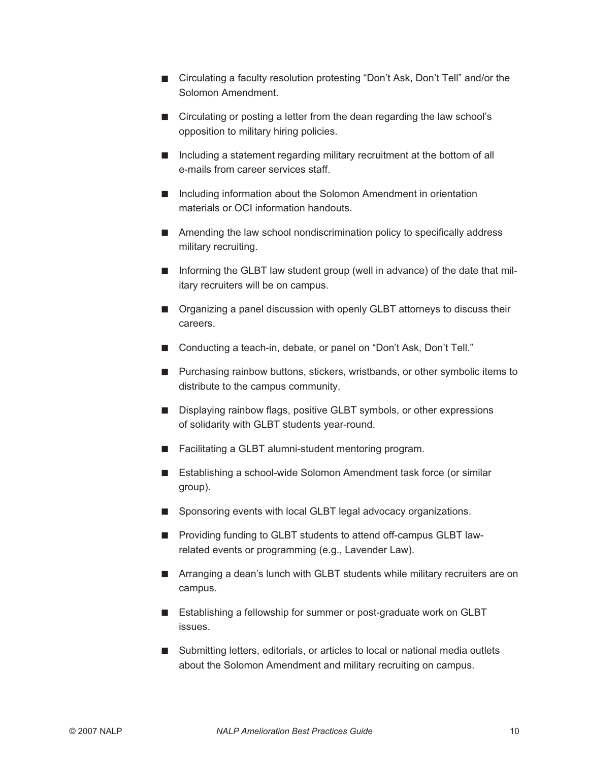- Circulating a faculty resolution protesting "Don't Ask, Don't Tell" and/or the Solomon Amendment.
- Circulating or posting a letter from the dean regarding the law school's opposition to military hiring policies.
- Including a statement regarding military recruitment at the bottom of all e-mails from career services staff.
- Including information about the Solomon Amendment in orientation materials or OCI information handouts.
- Amending the law school nondiscrimination policy to specifically address military recruiting.
- Informing the GLBT law student group (well in advance) of the date that military recruiters will be on campus.
- Organizing a panel discussion with openly GLBT attorneys to discuss their careers.
- Conducting a teach-in, debate, or panel on "Don't Ask, Don't Tell."
- Purchasing rainbow buttons, stickers, wristbands, or other symbolic items to distribute to the campus community.
- Displaying rainbow flags, positive GLBT symbols, or other expressions of solidarity with GLBT students year-round.
- Facilitating a GLBT alumni-student mentoring program.
- Establishing a school-wide Solomon Amendment task force (or similar group).
- Sponsoring events with local GLBT legal advocacy organizations.
- Providing funding to GLBT students to attend off-campus GLBT law-related events or programming (e.g., Lavender Law).
- Arranging a dean's lunch with GLBT students while military recruiters are on campus.
- Establishing a fellowship for summer or post-graduate work on GLBT issues.
- Submitting letters, editorials, or articles to local or national media outlets about the Solomon Amendment and military recruiting on campus.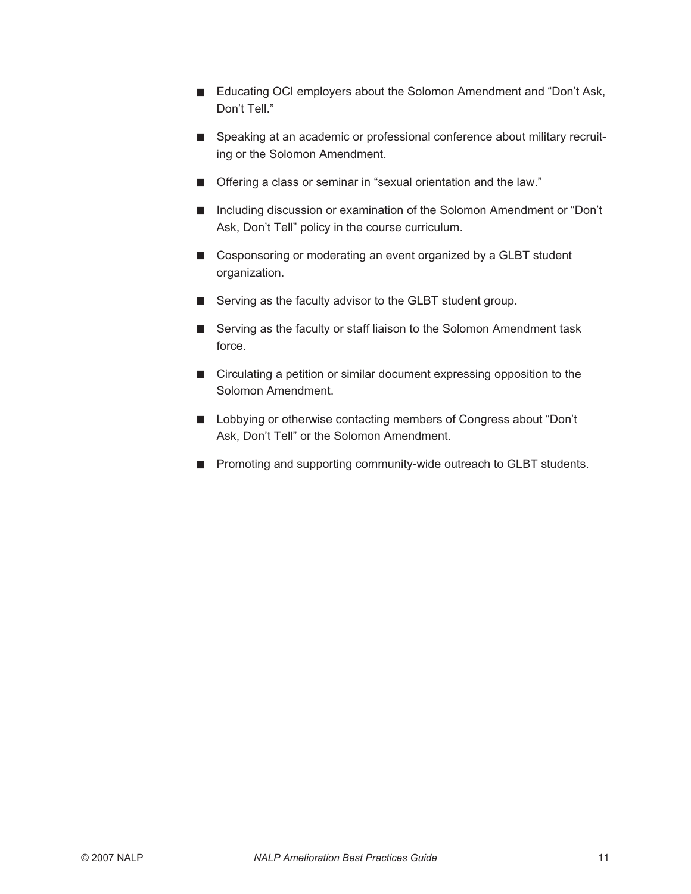- Educating OCI employers about the Solomon Amendment and "Don't Ask, Don't Tell."
- Speaking at an academic or professional conference about military recruiting or the Solomon Amendment.
- Offering a class or seminar in "sexual orientation and the law."
- Including discussion or examination of the Solomon Amendment or "Don't Ask, Don't Tell" policy in the course curriculum.
- Cosponsoring or moderating an event organized by a GLBT student organization.
- Serving as the faculty advisor to the GLBT student group.
- Serving as the faculty or staff liaison to the Solomon Amendment task force.
- Circulating a petition or similar document expressing opposition to the Solomon Amendment.
- Lobbying or otherwise contacting members of Congress about "Don't Ask, Don't Tell" or the Solomon Amendment.
- Promoting and supporting community-wide outreach to GLBT students.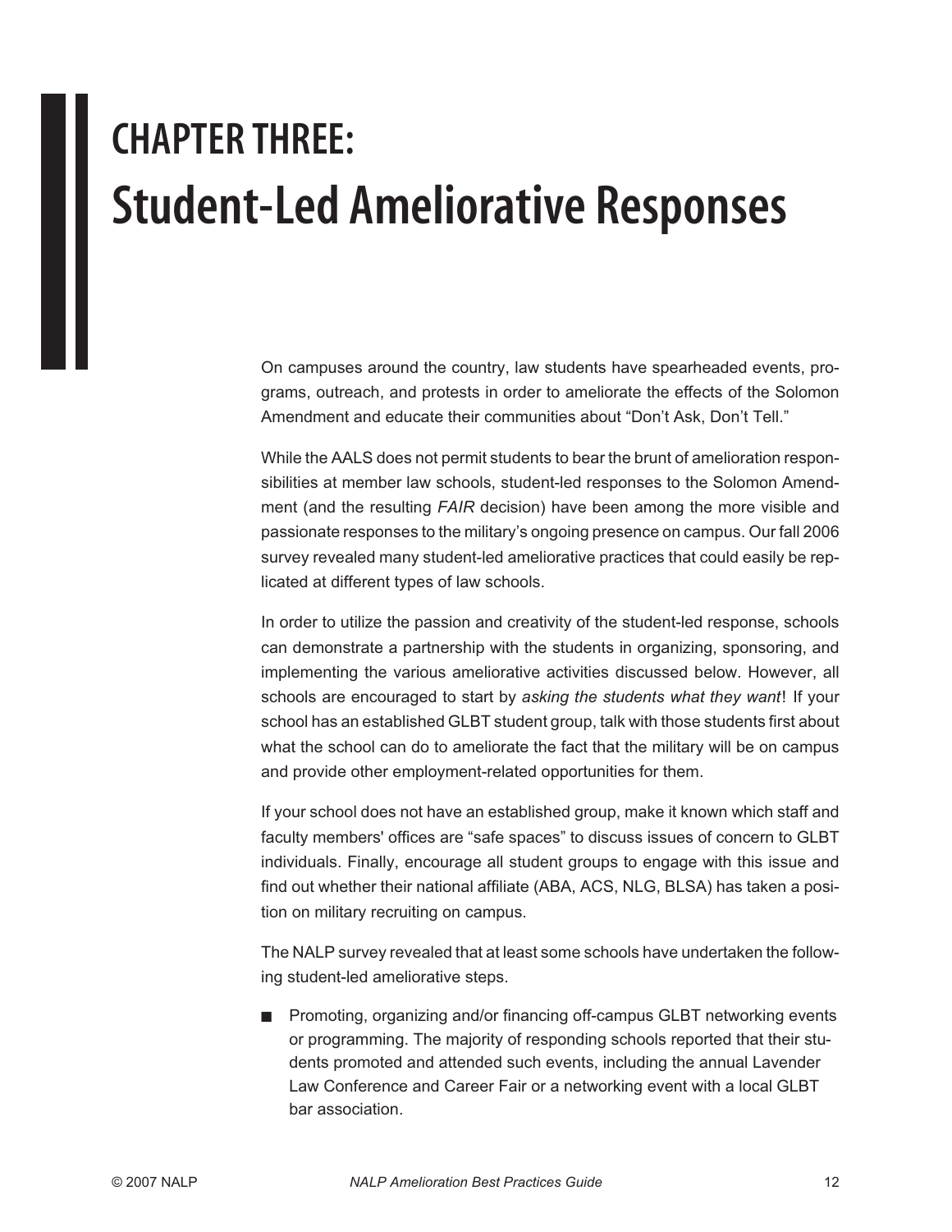# CHAPTER THREE: Student-Led Ameliorative Responses

On campuses around the country, law students have spearheaded events, programs, outreach, and protests in order to ameliorate the effects of the Solomon Amendment and educate their communities about "Don't Ask, Don't Tell."

While the AALS does not permit students to bear the brunt of amelioration responsibilities at member law schools, student-led responses to the Solomon Amendment (and the resulting *FAIR* decision) have been among the more visible and passionate responses to the military's ongoing presence on campus. Our fall 2006 survey revealed many student-led ameliorative practices that could easily be replicated at different types of law schools.

In order to utilize the passion and creativity of the student-led response, schools can demonstrate a partnership with the students in organizing, sponsoring, and implementing the various ameliorative activities discussed below. However, all schools are encouraged to start by *asking the students what they want*! If your school has an established GLBT student group, talk with those students first about what the school can do to ameliorate the fact that the military will be on campus and provide other employment-related opportunities for them.

If your school does not have an established group, make it known which staff and faculty members' offices are "safe spaces" to discuss issues of concern to GLBT individuals. Finally, encourage all student groups to engage with this issue and find out whether their national affiliate (ABA, ACS, NLG, BLSA) has taken a position on military recruiting on campus.

The NALP survey revealed that at least some schools have undertaken the following student-led ameliorative steps.

- Promoting, organizing and/or financing off-campus GLBT networking events or programming. The majority of responding schools reported that their students promoted and attended such events, including the annual Lavender Law Conference and Career Fair or a networking event with a local GLBT bar association.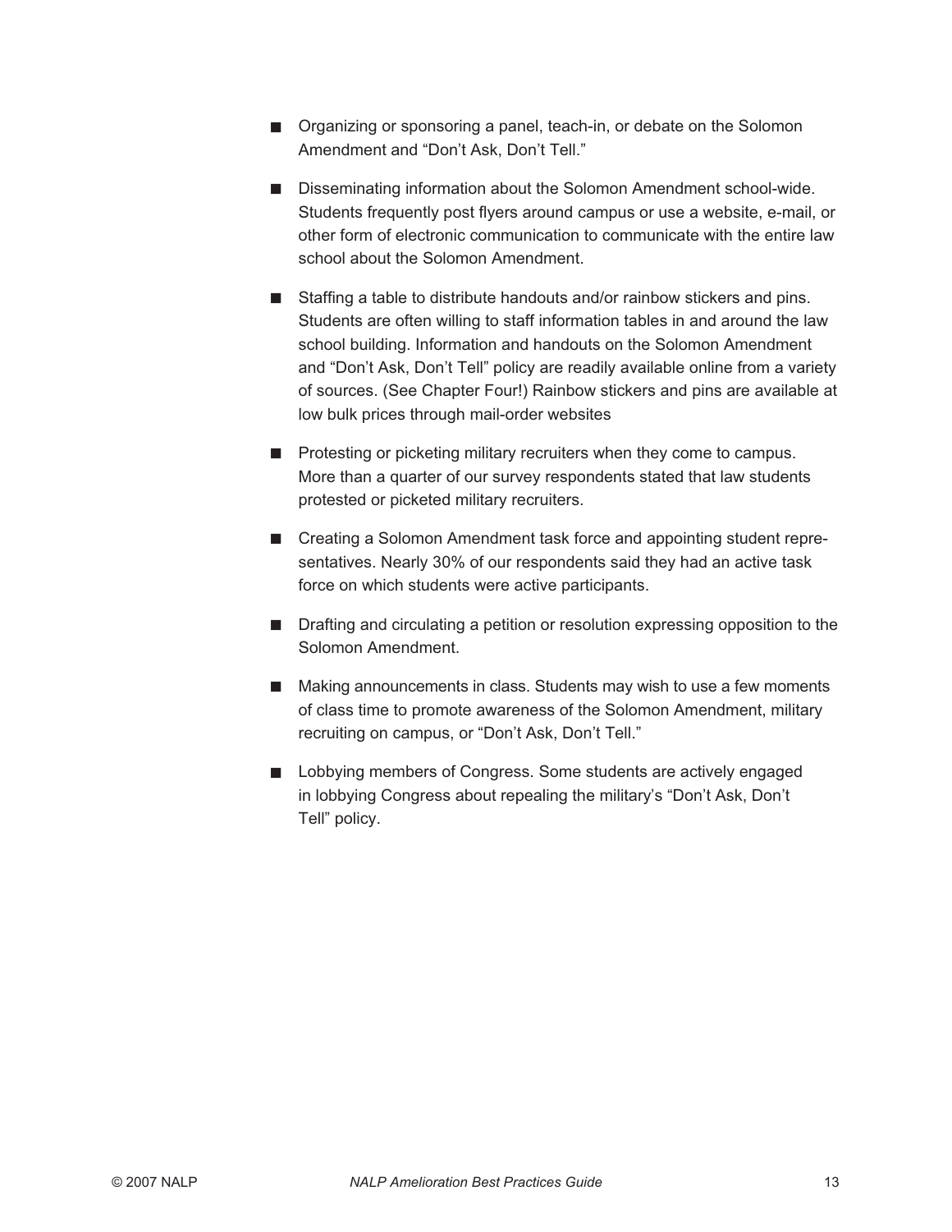- Organizing or sponsoring a panel, teach-in, or debate on the Solomon Amendment and "Don't Ask, Don't Tell."

- Disseminating information about the Solomon Amendment school-wide. Students frequently post flyers around campus or use a website, e-mail, or other form of electronic communication to communicate with the entire law school about the Solomon Amendment.

- Staffing a table to distribute handouts and/or rainbow stickers and pins. Students are often willing to staff information tables in and around the law school building. Information and handouts on the Solomon Amendment and "Don't Ask, Don't Tell" policy are readily available online from a variety of sources. (See Chapter Four!) Rainbow stickers and pins are available at low bulk prices through mail-order websites

- Protesting or picketing military recruiters when they come to campus. More than a quarter of our survey respondents stated that law students protested or picketed military recruiters.

- Creating a Solomon Amendment task force and appointing student representatives. Nearly 30% of our respondents said they had an active task force on which students were active participants.

- Drafting and circulating a petition or resolution expressing opposition to the Solomon Amendment.

- Making announcements in class. Students may wish to use a few moments of class time to promote awareness of the Solomon Amendment, military recruiting on campus, or "Don't Ask, Don't Tell."

- Lobbying members of Congress. Some students are actively engaged in lobbying Congress about repealing the military's "Don't Ask, Don't Tell" policy.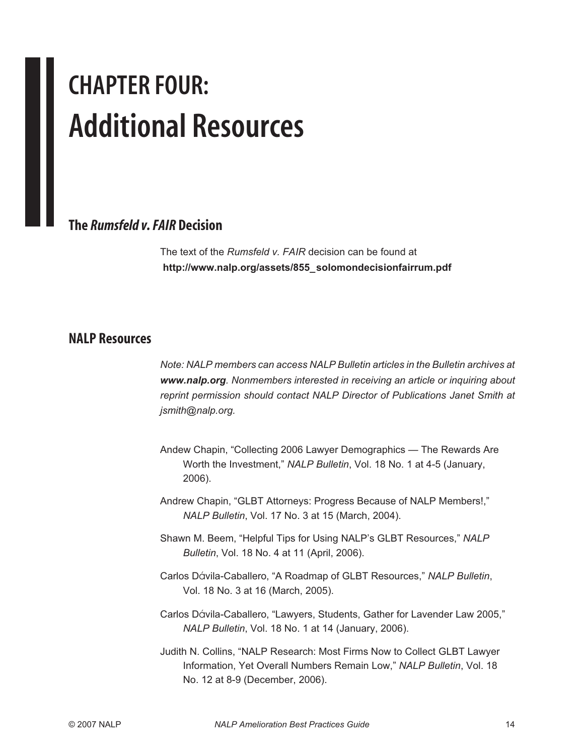# CHAPTER FOUR: Additional Resources

## The *Rumsfeld v. FAIR* Decision

The text of the *Rumsfeld v. FAIR* decision can be found at **http://www.nalp.org/assets/855_solomondecisionfairrum.pdf**

## NALP Resources

*Note: NALP members can access NALP Bulletin articles in the Bulletin archives at* ***www.nalp.org****. Nonmembers interested in receiving an article or inquiring about reprint permission should contact NALP Director of Publications Janet Smith at jsmith@nalp.org.*

Andew Chapin, "Collecting 2006 Lawyer Demographics — The Rewards Are Worth the Investment," *NALP Bulletin*, Vol. 18 No. 1 at 4-5 (January, 2006).

Andrew Chapin, "GLBT Attorneys: Progress Because of NALP Members!," *NALP Bulletin*, Vol. 17 No. 3 at 15 (March, 2004).

Shawn M. Beem, "Helpful Tips for Using NALP's GLBT Resources," *NALP Bulletin*, Vol. 18 No. 4 at 11 (April, 2006).

Carlos Dάvila-Caballero, "A Roadmap of GLBT Resources," *NALP Bulletin*, Vol. 18 No. 3 at 16 (March, 2005).

Carlos Dάvila-Caballero, "Lawyers, Students, Gather for Lavender Law 2005," *NALP Bulletin*, Vol. 18 No. 1 at 14 (January, 2006).

Judith N. Collins, "NALP Research: Most Firms Now to Collect GLBT Lawyer Information, Yet Overall Numbers Remain Low," *NALP Bulletin*, Vol. 18 No. 12 at 8-9 (December, 2006).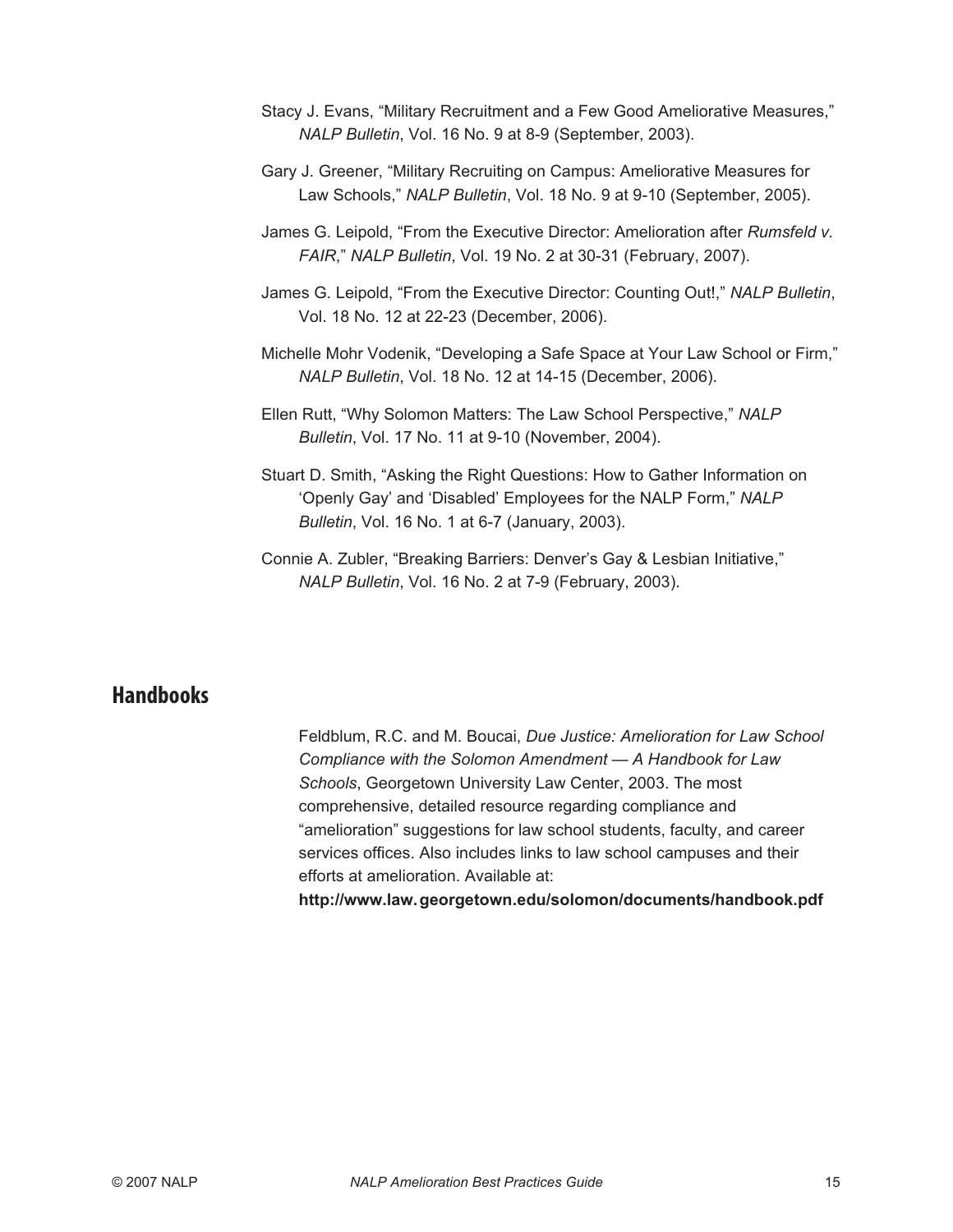Stacy J. Evans, "Military Recruitment and a Few Good Ameliorative Measures," *NALP Bulletin*, Vol. 16 No. 9 at 8-9 (September, 2003).

Gary J. Greener, "Military Recruiting on Campus: Ameliorative Measures for Law Schools," *NALP Bulletin*, Vol. 18 No. 9 at 9-10 (September, 2005).

James G. Leipold, "From the Executive Director: Amelioration after *Rumsfeld v. FAIR*," *NALP Bulletin*, Vol. 19 No. 2 at 30-31 (February, 2007).

James G. Leipold, "From the Executive Director: Counting Out!," *NALP Bulletin*, Vol. 18 No. 12 at 22-23 (December, 2006).

Michelle Mohr Vodenik, "Developing a Safe Space at Your Law School or Firm," *NALP Bulletin*, Vol. 18 No. 12 at 14-15 (December, 2006).

Ellen Rutt, "Why Solomon Matters: The Law School Perspective," *NALP Bulletin*, Vol. 17 No. 11 at 9-10 (November, 2004).

Stuart D. Smith, "Asking the Right Questions: How to Gather Information on 'Openly Gay' and 'Disabled' Employees for the NALP Form," *NALP Bulletin*, Vol. 16 No. 1 at 6-7 (January, 2003).

Connie A. Zubler, "Breaking Barriers: Denver's Gay & Lesbian Initiative," *NALP Bulletin*, Vol. 16 No. 2 at 7-9 (February, 2003).

## Handbooks

Feldblum, R.C. and M. Boucai, *Due Justice: Amelioration for Law School Compliance with the Solomon Amendment — A Handbook for Law Schools*, Georgetown University Law Center, 2003. The most comprehensive, detailed resource regarding compliance and "amelioration" suggestions for law school students, faculty, and career services offices. Also includes links to law school campuses and their efforts at amelioration. Available at: **http://www.law.georgetown.edu/solomon/documents/handbook.pdf**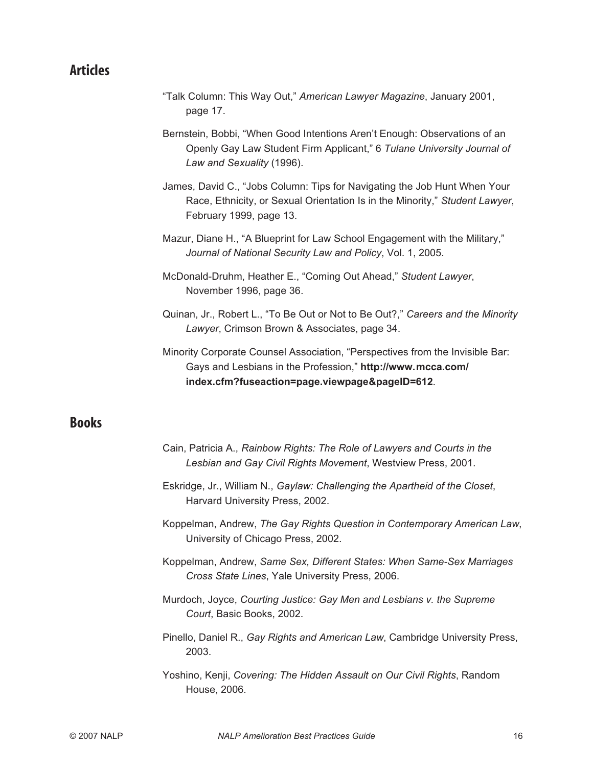## Articles

"Talk Column: This Way Out," *American Lawyer Magazine*, January 2001, page 17.

Bernstein, Bobbi, "When Good Intentions Aren't Enough: Observations of an Openly Gay Law Student Firm Applicant," 6 *Tulane University Journal of Law and Sexuality* (1996).

James, David C., "Jobs Column: Tips for Navigating the Job Hunt When Your Race, Ethnicity, or Sexual Orientation Is in the Minority," *Student Lawyer*, February 1999, page 13.

Mazur, Diane H., "A Blueprint for Law School Engagement with the Military," *Journal of National Security Law and Policy*, Vol. 1, 2005.

McDonald-Druhm, Heather E., "Coming Out Ahead," *Student Lawyer*, November 1996, page 36.

Quinan, Jr., Robert L., "To Be Out or Not to Be Out?," *Careers and the Minority Lawyer*, Crimson Brown & Associates, page 34.

Minority Corporate Counsel Association, "Perspectives from the Invisible Bar: Gays and Lesbians in the Profession," **http://www.mcca.com/index.cfm?fuseaction=page.viewpage&pageID=612**.

## Books

Cain, Patricia A., *Rainbow Rights: The Role of Lawyers and Courts in the Lesbian and Gay Civil Rights Movement*, Westview Press, 2001.

Eskridge, Jr., William N., *Gaylaw: Challenging the Apartheid of the Closet*, Harvard University Press, 2002.

Koppelman, Andrew, *The Gay Rights Question in Contemporary American Law*, University of Chicago Press, 2002.

Koppelman, Andrew, *Same Sex, Different States: When Same-Sex Marriages Cross State Lines*, Yale University Press, 2006.

Murdoch, Joyce, *Courting Justice: Gay Men and Lesbians v. the Supreme Court*, Basic Books, 2002.

Pinello, Daniel R., *Gay Rights and American Law*, Cambridge University Press, 2003.

Yoshino, Kenji, *Covering: The Hidden Assault on Our Civil Rights*, Random House, 2006.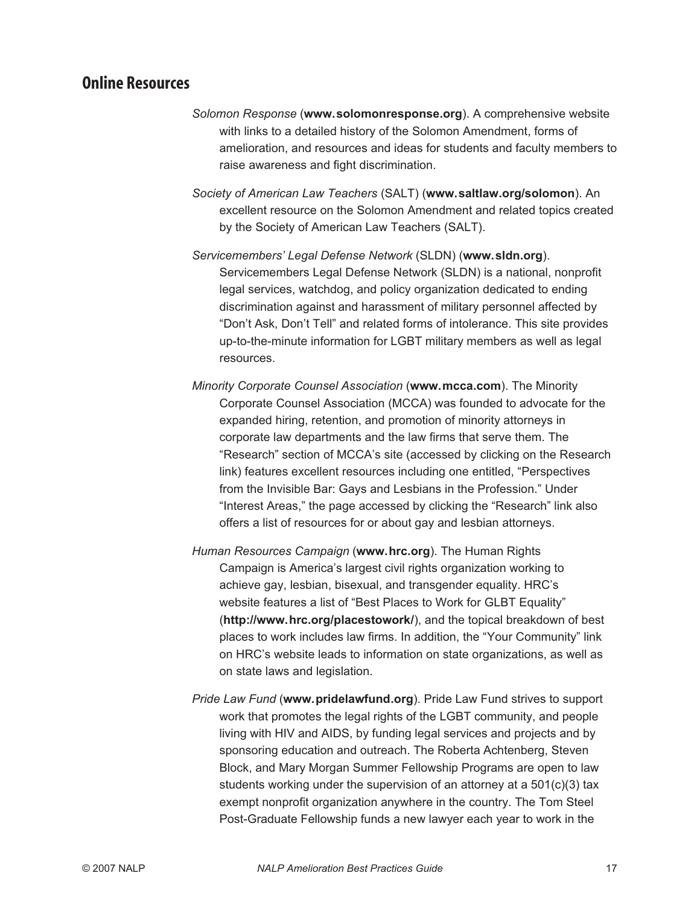## Online Resources

*Solomon Response* (**www.solomonresponse.org**). A comprehensive website with links to a detailed history of the Solomon Amendment, forms of amelioration, and resources and ideas for students and faculty members to raise awareness and fight discrimination.

*Society of American Law Teachers* (SALT) (**www.saltlaw.org/solomon**). An excellent resource on the Solomon Amendment and related topics created by the Society of American Law Teachers (SALT).

*Servicemembers' Legal Defense Network* (SLDN) (**www.sldn.org**). Servicemembers Legal Defense Network (SLDN) is a national, nonprofit legal services, watchdog, and policy organization dedicated to ending discrimination against and harassment of military personnel affected by "Don't Ask, Don't Tell" and related forms of intolerance. This site provides up-to-the-minute information for LGBT military members as well as legal resources.

*Minority Corporate Counsel Association* (**www.mcca.com**). The Minority Corporate Counsel Association (MCCA) was founded to advocate for the expanded hiring, retention, and promotion of minority attorneys in corporate law departments and the law firms that serve them. The "Research" section of MCCA's site (accessed by clicking on the Research link) features excellent resources including one entitled, "Perspectives from the Invisible Bar: Gays and Lesbians in the Profession." Under "Interest Areas," the page accessed by clicking the "Research" link also offers a list of resources for or about gay and lesbian attorneys.

*Human Resources Campaign* (**www.hrc.org**). The Human Rights Campaign is America's largest civil rights organization working to achieve gay, lesbian, bisexual, and transgender equality. HRC's website features a list of "Best Places to Work for GLBT Equality" (**http://www.hrc.org/placestowork/**), and the topical breakdown of best places to work includes law firms. In addition, the "Your Community" link on HRC's website leads to information on state organizations, as well as on state laws and legislation.

*Pride Law Fund* (**www.pridelawfund.org**). Pride Law Fund strives to support work that promotes the legal rights of the LGBT community, and people living with HIV and AIDS, by funding legal services and projects and by sponsoring education and outreach. The Roberta Achtenberg, Steven Block, and Mary Morgan Summer Fellowship Programs are open to law students working under the supervision of an attorney at a 501(c)(3) tax exempt nonprofit organization anywhere in the country. The Tom Steel Post-Graduate Fellowship funds a new lawyer each year to work in the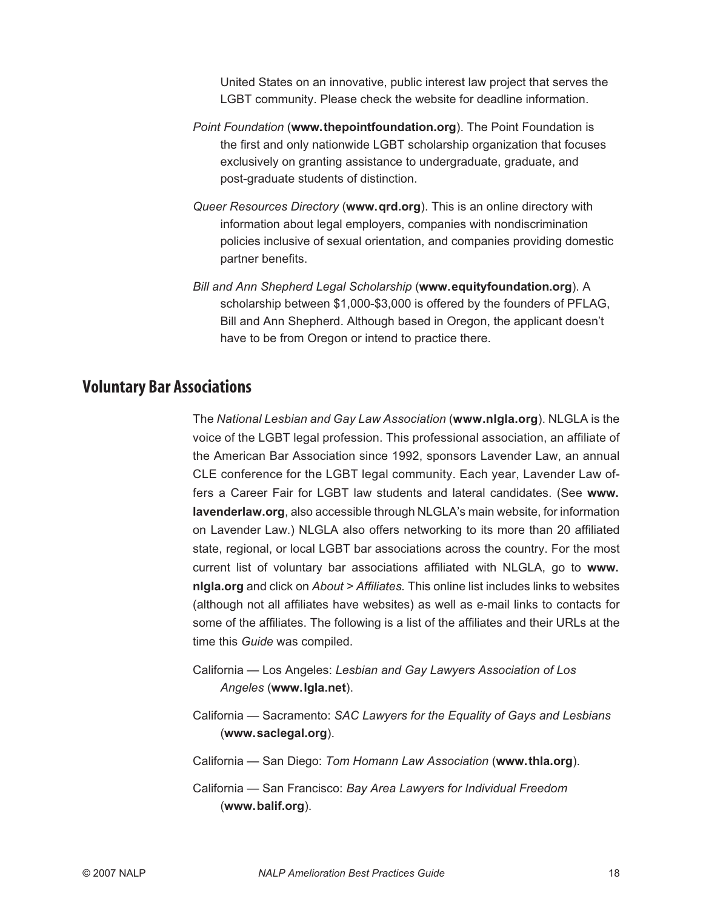United States on an innovative, public interest law project that serves the LGBT community. Please check the website for deadline information.

*Point Foundation* (**www.thepointfoundation.org**). The Point Foundation is the first and only nationwide LGBT scholarship organization that focuses exclusively on granting assistance to undergraduate, graduate, and post-graduate students of distinction.

*Queer Resources Directory* (**www.qrd.org**). This is an online directory with information about legal employers, companies with nondiscrimination policies inclusive of sexual orientation, and companies providing domestic partner benefits.

*Bill and Ann Shepherd Legal Scholarship* (**www.equityfoundation.org**). A scholarship between $1,000-$3,000 is offered by the founders of PFLAG, Bill and Ann Shepherd. Although based in Oregon, the applicant doesn't have to be from Oregon or intend to practice there.

## Voluntary Bar Associations

The *National Lesbian and Gay Law Association* (**www.nlgla.org**). NLGLA is the voice of the LGBT legal profession. This professional association, an affiliate of the American Bar Association since 1992, sponsors Lavender Law, an annual CLE conference for the LGBT legal community. Each year, Lavender Law offers a Career Fair for LGBT law students and lateral candidates. (See **www.lavenderlaw.org**, also accessible through NLGLA's main website, for information on Lavender Law.) NLGLA also offers networking to its more than 20 affiliated state, regional, or local LGBT bar associations across the country. For the most current list of voluntary bar associations affiliated with NLGLA, go to **www.nlgla.org** and click on *About > Affiliates.* This online list includes links to websites (although not all affiliates have websites) as well as e-mail links to contacts for some of the affiliates. The following is a list of the affiliates and their URLs at the time this *Guide* was compiled.

California — Los Angeles: *Lesbian and Gay Lawyers Association of Los Angeles* (**www.lgla.net**).

California — Sacramento: *SAC Lawyers for the Equality of Gays and Lesbians* (**www.saclegal.org**).

California — San Diego: *Tom Homann Law Association* (**www.thla.org**).

California — San Francisco: *Bay Area Lawyers for Individual Freedom* (**www.balif.org**).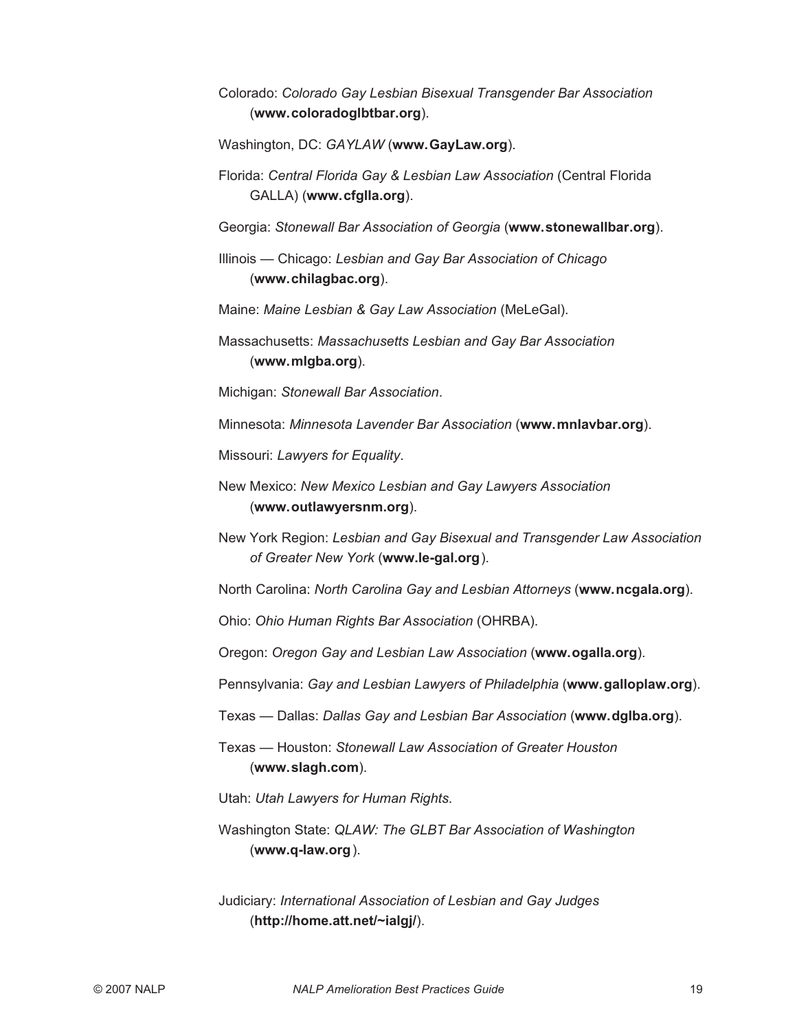Colorado: *Colorado Gay Lesbian Bisexual Transgender Bar Association* (**www.coloradoglbtbar.org**).

Washington, DC: *GAYLAW* (**www.GayLaw.org**).

Florida: *Central Florida Gay & Lesbian Law Association* (Central Florida GALLA) (**www.cfglla.org**).

Georgia: *Stonewall Bar Association of Georgia* (**www.stonewallbar.org**).

Illinois — Chicago: *Lesbian and Gay Bar Association of Chicago* (**www.chilagbac.org**).

Maine: *Maine Lesbian & Gay Law Association* (MeLeGal).

Massachusetts: *Massachusetts Lesbian and Gay Bar Association* (**www.mlgba.org**).

Michigan: *Stonewall Bar Association*.

Minnesota: *Minnesota Lavender Bar Association* (**www.mnlavbar.org**).

Missouri: *Lawyers for Equality*.

New Mexico: *New Mexico Lesbian and Gay Lawyers Association* (**www.outlawyersnm.org**).

New York Region: *Lesbian and Gay Bisexual and Transgender Law Association of Greater New York* (**www.le-gal.org**).

North Carolina: *North Carolina Gay and Lesbian Attorneys* (**www.ncgala.org**).

Ohio: *Ohio Human Rights Bar Association* (OHRBA).

Oregon: *Oregon Gay and Lesbian Law Association* (**www.ogalla.org**).

Pennsylvania: *Gay and Lesbian Lawyers of Philadelphia* (**www.galloplaw.org**).

Texas — Dallas: *Dallas Gay and Lesbian Bar Association* (**www.dglba.org**).

Texas — Houston: *Stonewall Law Association of Greater Houston* (**www.slagh.com**).

Utah: *Utah Lawyers for Human Rights*.

Washington State: *QLAW: The GLBT Bar Association of Washington* (**www.q-law.org**).

Judiciary: *International Association of Lesbian and Gay Judges* (**http://home.att.net/~ialgj/**).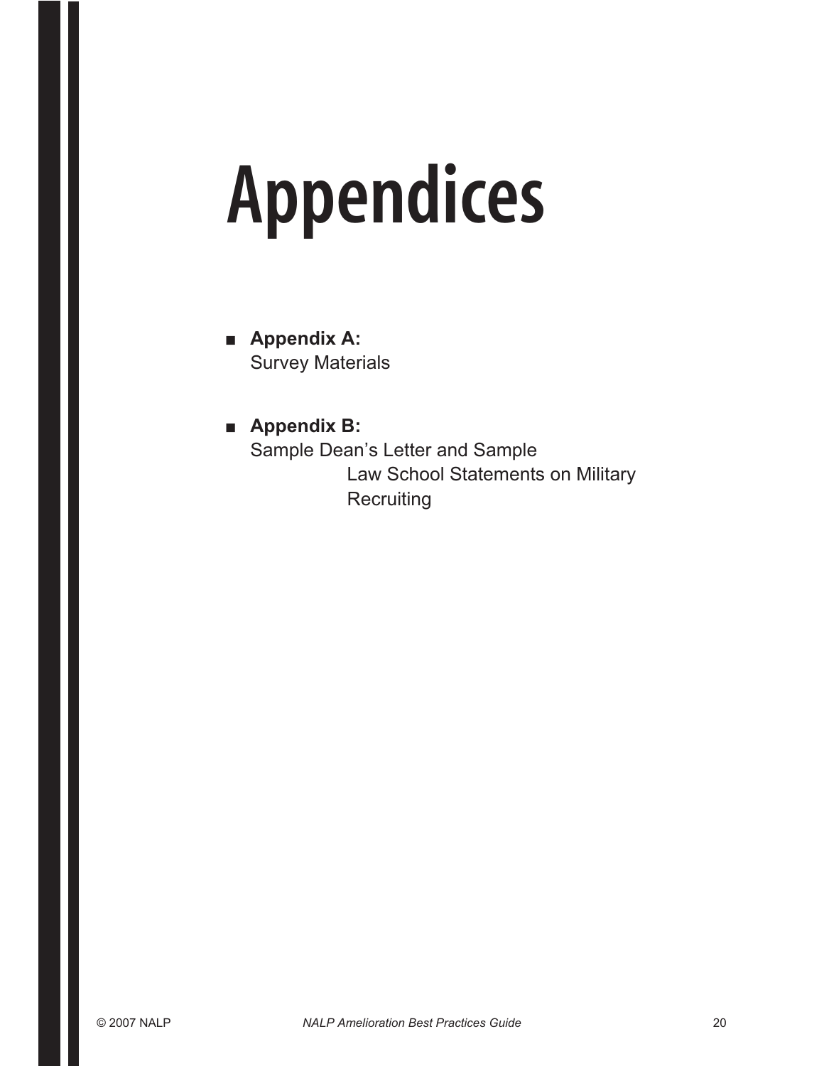# Appendices

- **Appendix A:**
  Survey Materials

- **Appendix B:**
  Sample Dean's Letter and Sample Law School Statements on Military Recruiting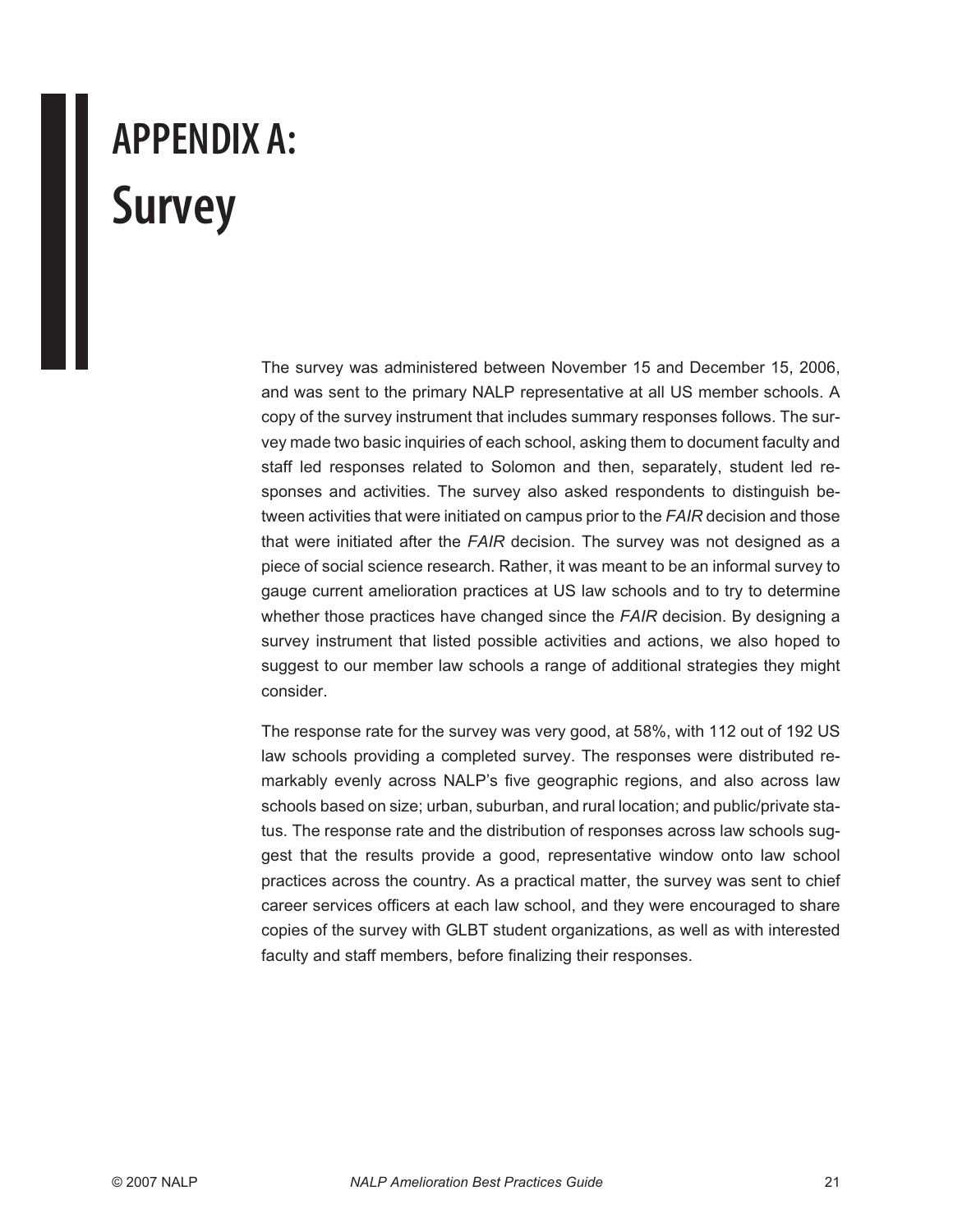# APPENDIX A: Survey

The survey was administered between November 15 and December 15, 2006, and was sent to the primary NALP representative at all US member schools. A copy of the survey instrument that includes summary responses follows. The survey made two basic inquiries of each school, asking them to document faculty and staff led responses related to Solomon and then, separately, student led responses and activities. The survey also asked respondents to distinguish between activities that were initiated on campus prior to the *FAIR* decision and those that were initiated after the *FAIR* decision. The survey was not designed as a piece of social science research. Rather, it was meant to be an informal survey to gauge current amelioration practices at US law schools and to try to determine whether those practices have changed since the *FAIR* decision. By designing a survey instrument that listed possible activities and actions, we also hoped to suggest to our member law schools a range of additional strategies they might consider.

The response rate for the survey was very good, at 58%, with 112 out of 192 US law schools providing a completed survey. The responses were distributed remarkably evenly across NALP's five geographic regions, and also across law schools based on size; urban, suburban, and rural location; and public/private status. The response rate and the distribution of responses across law schools suggest that the results provide a good, representative window onto law school practices across the country. As a practical matter, the survey was sent to chief career services officers at each law school, and they were encouraged to share copies of the survey with GLBT student organizations, as well as with interested faculty and staff members, before finalizing their responses.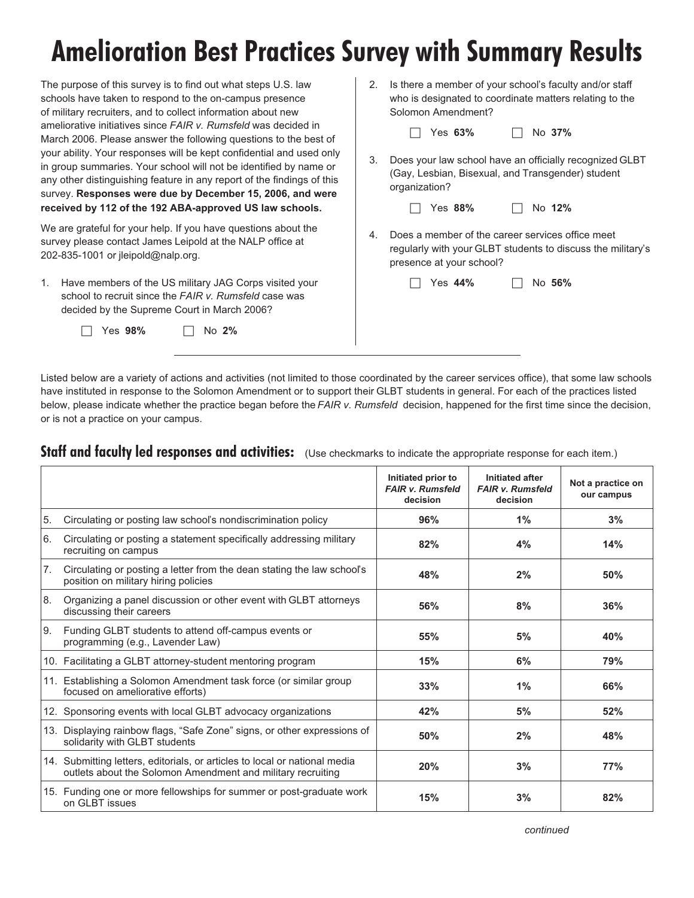# Amelioration Best Practices Survey with Summary Results

The purpose of this survey is to find out what steps U.S. law schools have taken to respond to the on-campus presence of military recruiters, and to collect information about new ameliorative initiatives since *FAIR v. Rumsfeld* was decided in March 2006. Please answer the following questions to the best of your ability. Your responses will be kept confidential and used only in group summaries. Your school will not be identified by name or any other distinguishing feature in any report of the findings of this survey. **Responses were due by December 15, 2006, and were received by 112 of the 192 ABA-approved US law schools.**

We are grateful for your help. If you have questions about the survey please contact James Leipold at the NALP office at 202-835-1001 or jleipold@nalp.org.

1. Have members of the US military JAG Corps visited your school to recruit since the *FAIR v. Rumsfeld* case was decided by the Supreme Court in March 2006?

   ☐ Yes **98%** ☐ No **2%**

2. Is there a member of your school's faculty and/or staff who is designated to coordinate matters relating to the Solomon Amendment?

   ☐ Yes **63%** ☐ No **37%**

3. Does your law school have an officially recognized GLBT (Gay, Lesbian, Bisexual, and Transgender) student organization?

   ☐ Yes **88%** ☐ No **12%**

4. Does a member of the career services office meet regularly with your GLBT students to discuss the military's presence at your school?

   ☐ Yes **44%** ☐ No **56%**

Listed below are a variety of actions and activities (not limited to those coordinated by the career services office), that some law schools have instituted in response to the Solomon Amendment or to support their GLBT students in general. For each of the practices listed below, please indicate whether the practice began before the *FAIR v. Rumsfeld* decision, happened for the first time since the decision, or is not a practice on your campus.

## Staff and faculty led responses and activities:

(Use checkmarks to indicate the appropriate response for each item.)

| | Initiated prior to *FAIR v. Rumsfeld* decision | Initiated after *FAIR v. Rumsfeld* decision | Not a practice on our campus |
|---|---|---|---|
| 5. Circulating or posting law school's nondiscrimination policy | **96%** | **1%** | **3%** |
| 6. Circulating or posting a statement specifically addressing military recruiting on campus | **82%** | **4%** | **14%** |
| 7. Circulating or posting a letter from the dean stating the law school's position on military hiring policies | **48%** | **2%** | **50%** |
| 8. Organizing a panel discussion or other event with GLBT attorneys discussing their careers | **56%** | **8%** | **36%** |
| 9. Funding GLBT students to attend off-campus events or programming (e.g., Lavender Law) | **55%** | **5%** | **40%** |
| 10. Facilitating a GLBT attorney-student mentoring program | **15%** | **6%** | **79%** |
| 11. Establishing a Solomon Amendment task force (or similar group focused on ameliorative efforts) | **33%** | **1%** | **66%** |
| 12. Sponsoring events with local GLBT advocacy organizations | **42%** | **5%** | **52%** |
| 13. Displaying rainbow flags, "Safe Zone" signs, or other expressions of solidarity with GLBT students | **50%** | **2%** | **48%** |
| 14. Submitting letters, editorials, or articles to local or national media outlets about the Solomon Amendment and military recruiting | **20%** | **3%** | **77%** |
| 15. Funding one or more fellowships for summer or post-graduate work on GLBT issues | **15%** | **3%** | **82%** |

*continued*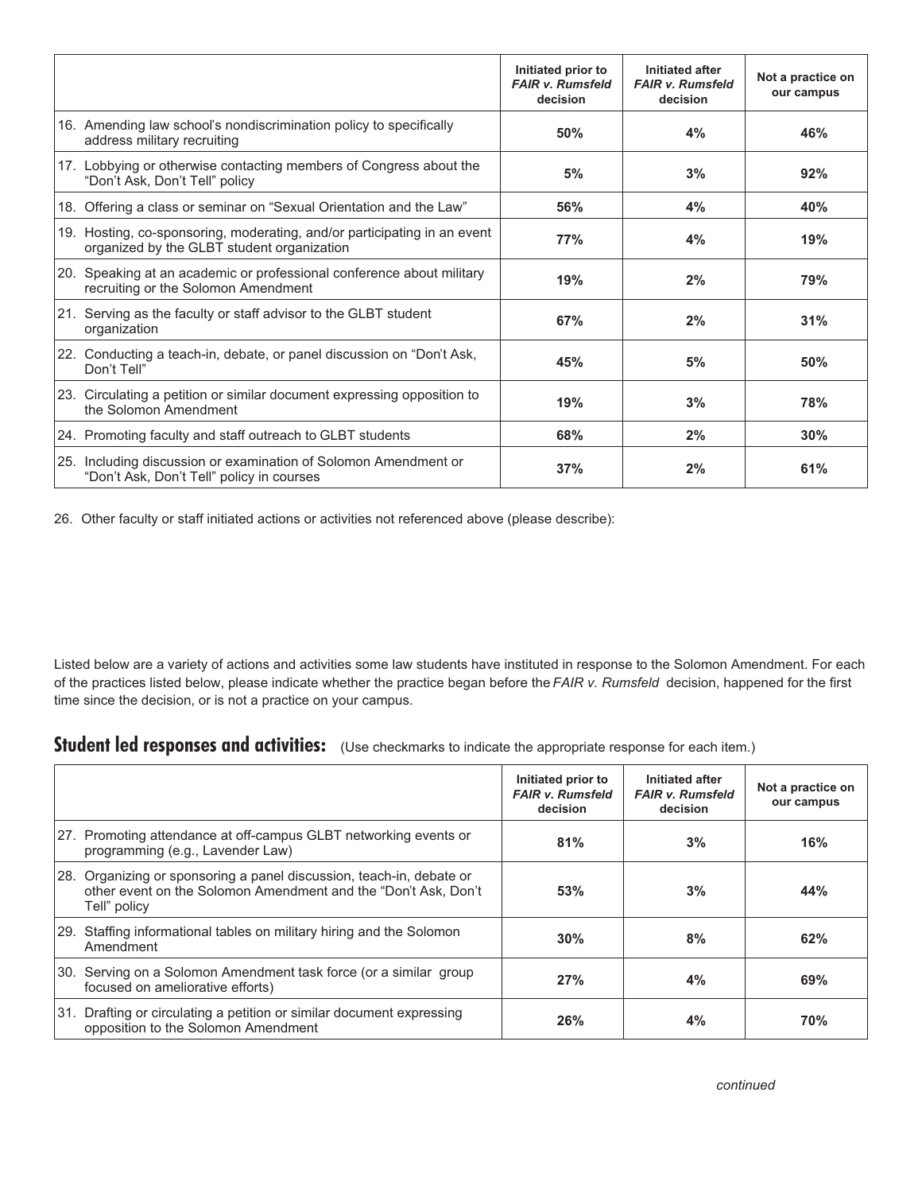| | Initiated prior to *FAIR v. Rumsfeld* decision | Initiated after *FAIR v. Rumsfeld* decision | Not a practice on our campus |
|---|---|---|---|
| 16. Amending law school's nondiscrimination policy to specifically address military recruiting | **50%** | **4%** | **46%** |
| 17. Lobbying or otherwise contacting members of Congress about the "Don't Ask, Don't Tell" policy | **5%** | **3%** | **92%** |
| 18. Offering a class or seminar on "Sexual Orientation and the Law" | **56%** | **4%** | **40%** |
| 19. Hosting, co-sponsoring, moderating, and/or participating in an event organized by the GLBT student organization | **77%** | **4%** | **19%** |
| 20. Speaking at an academic or professional conference about military recruiting or the Solomon Amendment | **19%** | **2%** | **79%** |
| 21. Serving as the faculty or staff advisor to the GLBT student organization | **67%** | **2%** | **31%** |
| 22. Conducting a teach-in, debate, or panel discussion on "Don't Ask, Don't Tell" | **45%** | **5%** | **50%** |
| 23. Circulating a petition or similar document expressing opposition to the Solomon Amendment | **19%** | **3%** | **78%** |
| 24. Promoting faculty and staff outreach to GLBT students | **68%** | **2%** | **30%** |
| 25. Including discussion or examination of Solomon Amendment or "Don't Ask, Don't Tell" policy in courses | **37%** | **2%** | **61%** |

26. Other faculty or staff initiated actions or activities not referenced above (please describe):

Listed below are a variety of actions and activities some law students have instituted in response to the Solomon Amendment. For each of the practices listed below, please indicate whether the practice began before the *FAIR v. Rumsfeld* decision, happened for the first time since the decision, or is not a practice on your campus.

## Student led responses and activities: (Use checkmarks to indicate the appropriate response for each item.)

| | Initiated prior to *FAIR v. Rumsfeld* decision | Initiated after *FAIR v. Rumsfeld* decision | Not a practice on our campus |
|---|---|---|---|
| 27. Promoting attendance at off-campus GLBT networking events or programming (e.g., Lavender Law) | **81%** | **3%** | **16%** |
| 28. Organizing or sponsoring a panel discussion, teach-in, debate or other event on the Solomon Amendment and the "Don't Ask, Don't Tell" policy | **53%** | **3%** | **44%** |
| 29. Staffing informational tables on military hiring and the Solomon Amendment | **30%** | **8%** | **62%** |
| 30. Serving on a Solomon Amendment task force (or a similar group focused on ameliorative efforts) | **27%** | **4%** | **69%** |
| 31. Drafting or circulating a petition or similar document expressing opposition to the Solomon Amendment | **26%** | **4%** | **70%** |

*continued*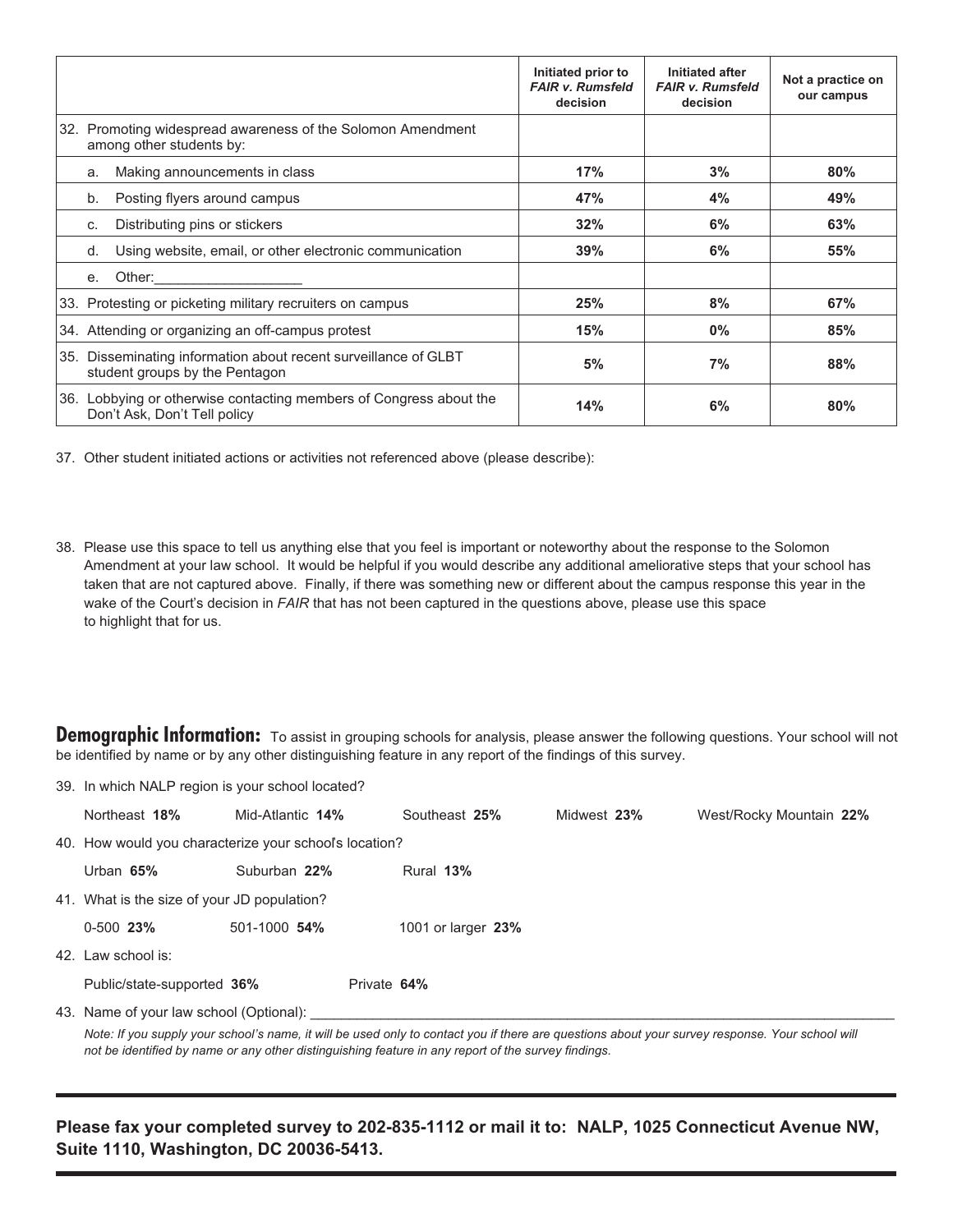| | Initiated prior to *FAIR v. Rumsfeld* decision | Initiated after *FAIR v. Rumsfeld* decision | Not a practice on our campus |
|---|---|---|---|
| 32. Promoting widespread awareness of the Solomon Amendment among other students by: | | | |
| a. Making announcements in class | **17%** | **3%** | **80%** |
| b. Posting flyers around campus | **47%** | **4%** | **49%** |
| c. Distributing pins or stickers | **32%** | **6%** | **63%** |
| d. Using website, email, or other electronic communication | **39%** | **6%** | **55%** |
| e. Other:__________________ | | | |
| 33. Protesting or picketing military recruiters on campus | **25%** | **8%** | **67%** |
| 34. Attending or organizing an off-campus protest | **15%** | **0%** | **85%** |
| 35. Disseminating information about recent surveillance of GLBT student groups by the Pentagon | **5%** | **7%** | **88%** |
| 36. Lobbying or otherwise contacting members of Congress about the Don't Ask, Don't Tell policy | **14%** | **6%** | **80%** |

37. Other student initiated actions or activities not referenced above (please describe):

38. Please use this space to tell us anything else that you feel is important or noteworthy about the response to the Solomon Amendment at your law school. It would be helpful if you would describe any additional ameliorative steps that your school has taken that are not captured above. Finally, if there was something new or different about the campus response this year in the wake of the Court's decision in *FAIR* that has not been captured in the questions above, please use this space to highlight that for us.

**Demographic Information:** To assist in grouping schools for analysis, please answer the following questions. Your school will not be identified by name or by any other distinguishing feature in any report of the findings of this survey.

39. In which NALP region is your school located?

Northeast **18%** Mid-Atlantic **14%** Southeast **25%** Midwest **23%** West/Rocky Mountain **22%**

40. How would you characterize your school's location?

Urban **65%** Suburban **22%** Rural **13%**

41. What is the size of your JD population?

0-500 **23%** 501-1000 **54%** 1001 or larger **23%**

42. Law school is:

Public/state-supported **36%** Private **64%**

43. Name of your law school (Optional): ____________________________________________

*Note: If you supply your school's name, it will be used only to contact you if there are questions about your survey response. Your school will not be identified by name or any other distinguishing feature in any report of the survey findings.*

**Please fax your completed survey to 202-835-1112 or mail it to: NALP, 1025 Connecticut Avenue NW, Suite 1110, Washington, DC 20036-5413.**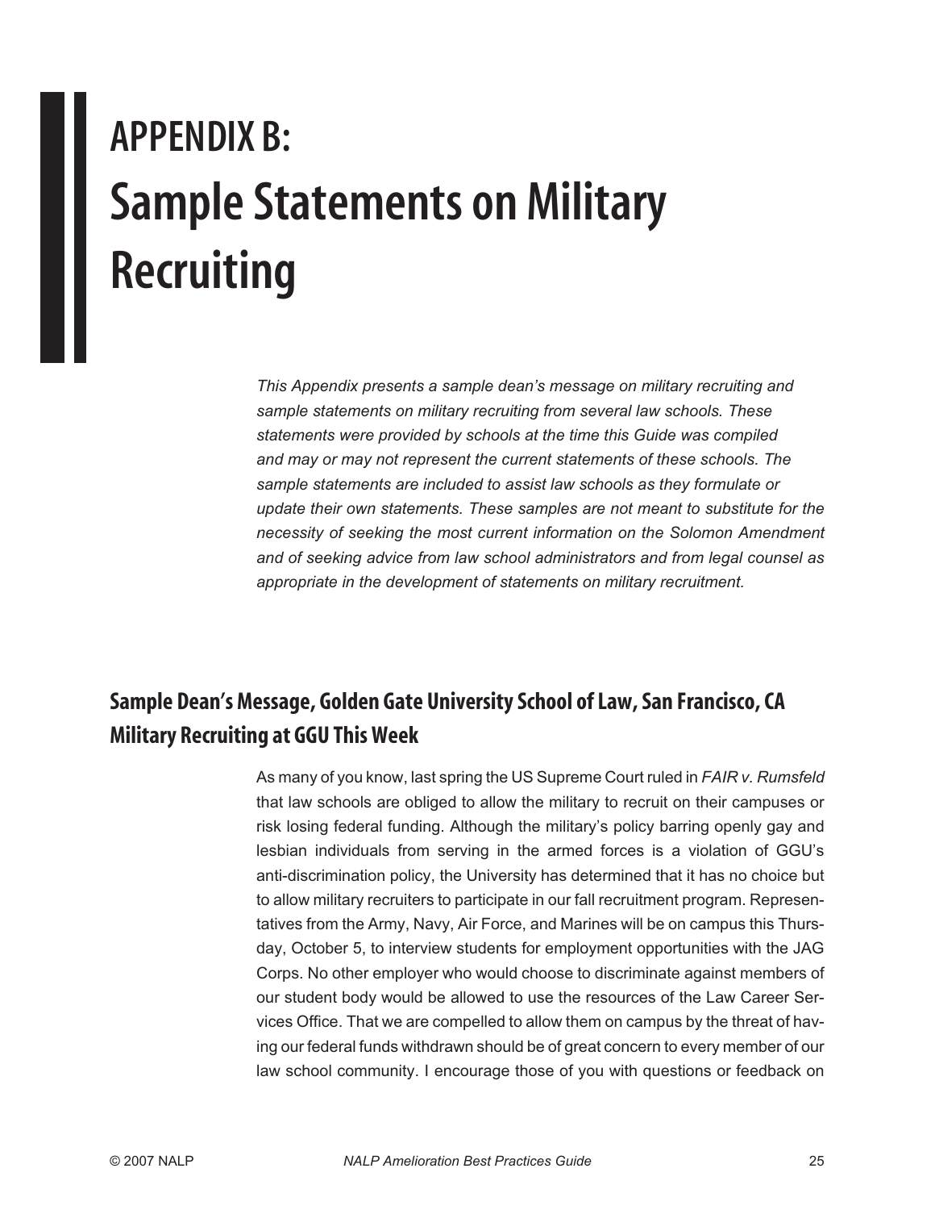# APPENDIX B: Sample Statements on Military Recruiting

*This Appendix presents a sample dean's message on military recruiting and sample statements on military recruiting from several law schools. These statements were provided by schools at the time this Guide was compiled and may or may not represent the current statements of these schools. The sample statements are included to assist law schools as they formulate or update their own statements. These samples are not meant to substitute for the necessity of seeking the most current information on the Solomon Amendment and of seeking advice from law school administrators and from legal counsel as appropriate in the development of statements on military recruitment.*

## Sample Dean's Message, Golden Gate University School of Law, San Francisco, CA Military Recruiting at GGU This Week

As many of you know, last spring the US Supreme Court ruled in *FAIR v. Rumsfeld* that law schools are obliged to allow the military to recruit on their campuses or risk losing federal funding. Although the military's policy barring openly gay and lesbian individuals from serving in the armed forces is a violation of GGU's anti-discrimination policy, the University has determined that it has no choice but to allow military recruiters to participate in our fall recruitment program. Representatives from the Army, Navy, Air Force, and Marines will be on campus this Thursday, October 5, to interview students for employment opportunities with the JAG Corps. No other employer who would choose to discriminate against members of our student body would be allowed to use the resources of the Law Career Services Office. That we are compelled to allow them on campus by the threat of having our federal funds withdrawn should be of great concern to every member of our law school community. I encourage those of you with questions or feedback on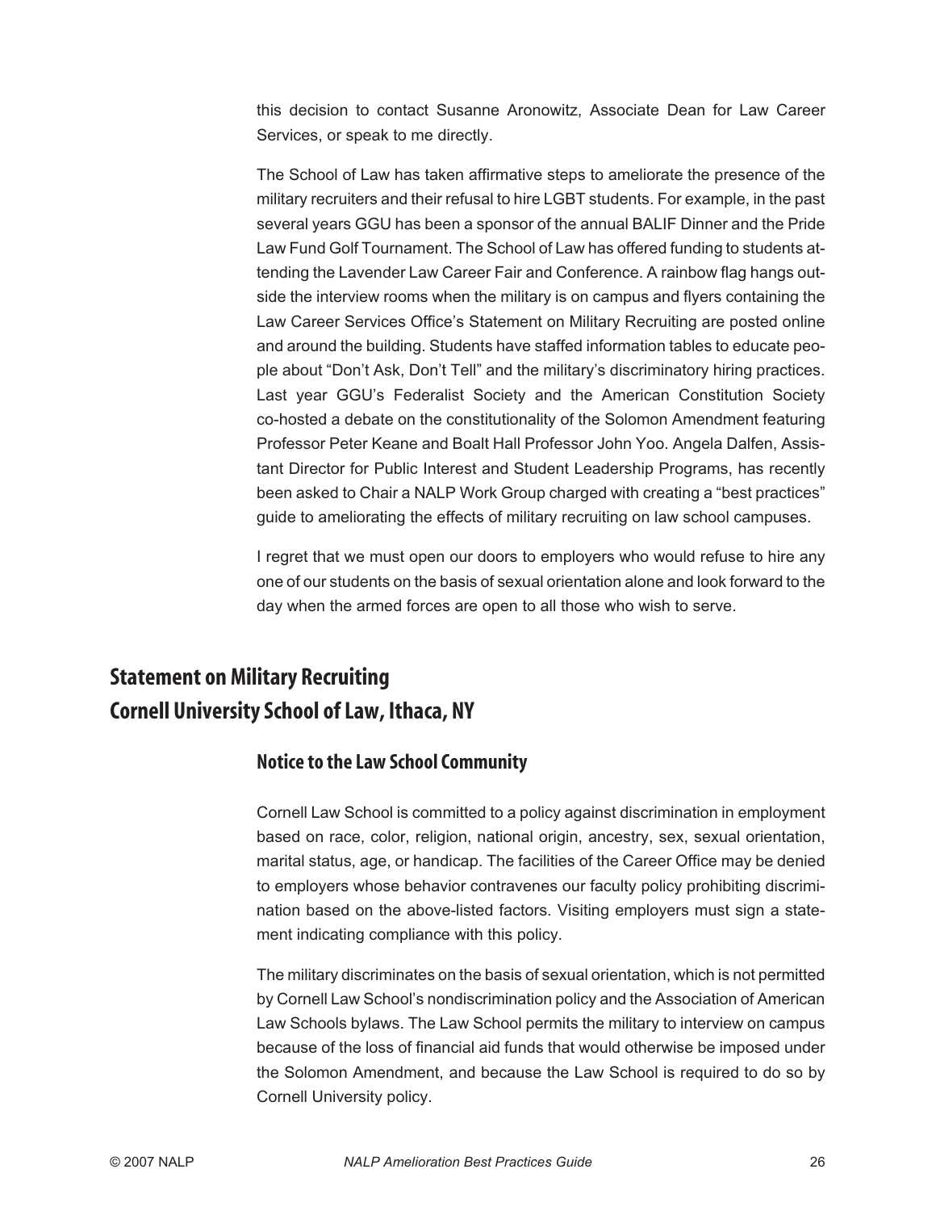this decision to contact Susanne Aronowitz, Associate Dean for Law Career Services, or speak to me directly.

The School of Law has taken affirmative steps to ameliorate the presence of the military recruiters and their refusal to hire LGBT students. For example, in the past several years GGU has been a sponsor of the annual BALIF Dinner and the Pride Law Fund Golf Tournament. The School of Law has offered funding to students attending the Lavender Law Career Fair and Conference. A rainbow flag hangs outside the interview rooms when the military is on campus and flyers containing the Law Career Services Office's Statement on Military Recruiting are posted online and around the building. Students have staffed information tables to educate people about "Don't Ask, Don't Tell" and the military's discriminatory hiring practices. Last year GGU's Federalist Society and the American Constitution Society co-hosted a debate on the constitutionality of the Solomon Amendment featuring Professor Peter Keane and Boalt Hall Professor John Yoo. Angela Dalfen, Assistant Director for Public Interest and Student Leadership Programs, has recently been asked to Chair a NALP Work Group charged with creating a "best practices" guide to ameliorating the effects of military recruiting on law school campuses.

I regret that we must open our doors to employers who would refuse to hire any one of our students on the basis of sexual orientation alone and look forward to the day when the armed forces are open to all those who wish to serve.

## Statement on Military Recruiting
## Cornell University School of Law, Ithaca, NY

### Notice to the Law School Community

Cornell Law School is committed to a policy against discrimination in employment based on race, color, religion, national origin, ancestry, sex, sexual orientation, marital status, age, or handicap. The facilities of the Career Office may be denied to employers whose behavior contravenes our faculty policy prohibiting discrimination based on the above-listed factors. Visiting employers must sign a statement indicating compliance with this policy.

The military discriminates on the basis of sexual orientation, which is not permitted by Cornell Law School's nondiscrimination policy and the Association of American Law Schools bylaws. The Law School permits the military to interview on campus because of the loss of financial aid funds that would otherwise be imposed under the Solomon Amendment, and because the Law School is required to do so by Cornell University policy.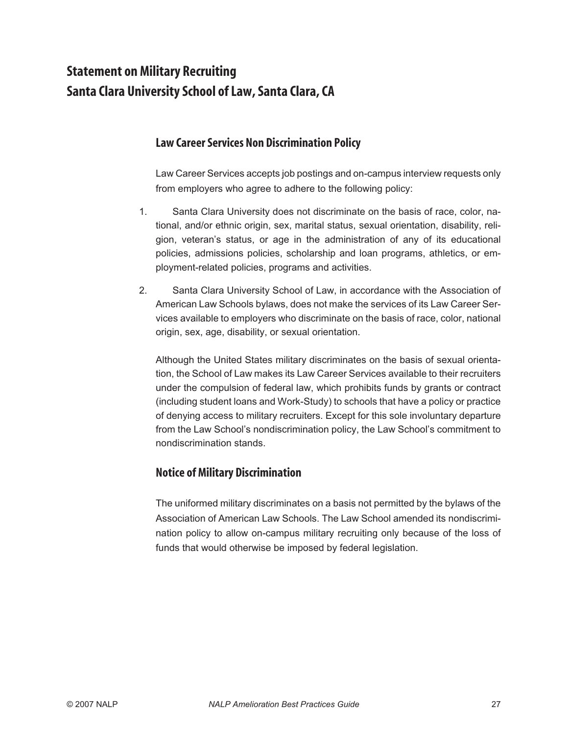# Statement on Military Recruiting
# Santa Clara University School of Law, Santa Clara, CA

## Law Career Services Non Discrimination Policy

Law Career Services accepts job postings and on-campus interview requests only from employers who agree to adhere to the following policy:

1. Santa Clara University does not discriminate on the basis of race, color, national, and/or ethnic origin, sex, marital status, sexual orientation, disability, religion, veteran's status, or age in the administration of any of its educational policies, admissions policies, scholarship and loan programs, athletics, or employment-related policies, programs and activities.

2. Santa Clara University School of Law, in accordance with the Association of American Law Schools bylaws, does not make the services of its Law Career Services available to employers who discriminate on the basis of race, color, national origin, sex, age, disability, or sexual orientation.

   Although the United States military discriminates on the basis of sexual orientation, the School of Law makes its Law Career Services available to their recruiters under the compulsion of federal law, which prohibits funds by grants or contract (including student loans and Work-Study) to schools that have a policy or practice of denying access to military recruiters. Except for this sole involuntary departure from the Law School's nondiscrimination policy, the Law School's commitment to nondiscrimination stands.

## Notice of Military Discrimination

The uniformed military discriminates on a basis not permitted by the bylaws of the Association of American Law Schools. The Law School amended its nondiscrimination policy to allow on-campus military recruiting only because of the loss of funds that would otherwise be imposed by federal legislation.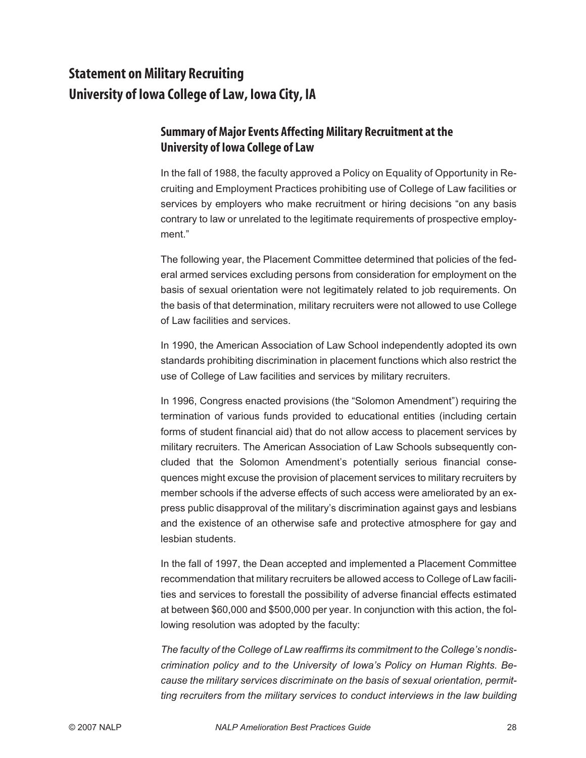# Statement on Military Recruiting
# University of Iowa College of Law, Iowa City, IA

## Summary of Major Events Affecting Military Recruitment at the University of Iowa College of Law

In the fall of 1988, the faculty approved a Policy on Equality of Opportunity in Recruiting and Employment Practices prohibiting use of College of Law facilities or services by employers who make recruitment or hiring decisions "on any basis contrary to law or unrelated to the legitimate requirements of prospective employment."

The following year, the Placement Committee determined that policies of the federal armed services excluding persons from consideration for employment on the basis of sexual orientation were not legitimately related to job requirements. On the basis of that determination, military recruiters were not allowed to use College of Law facilities and services.

In 1990, the American Association of Law School independently adopted its own standards prohibiting discrimination in placement functions which also restrict the use of College of Law facilities and services by military recruiters.

In 1996, Congress enacted provisions (the "Solomon Amendment") requiring the termination of various funds provided to educational entities (including certain forms of student financial aid) that do not allow access to placement services by military recruiters. The American Association of Law Schools subsequently concluded that the Solomon Amendment's potentially serious financial consequences might excuse the provision of placement services to military recruiters by member schools if the adverse effects of such access were ameliorated by an express public disapproval of the military's discrimination against gays and lesbians and the existence of an otherwise safe and protective atmosphere for gay and lesbian students.

In the fall of 1997, the Dean accepted and implemented a Placement Committee recommendation that military recruiters be allowed access to College of Law facilities and services to forestall the possibility of adverse financial effects estimated at between $60,000 and $500,000 per year. In conjunction with this action, the following resolution was adopted by the faculty:

*The faculty of the College of Law reaffirms its commitment to the College's nondiscrimination policy and to the University of Iowa's Policy on Human Rights. Because the military services discriminate on the basis of sexual orientation, permitting recruiters from the military services to conduct interviews in the law building*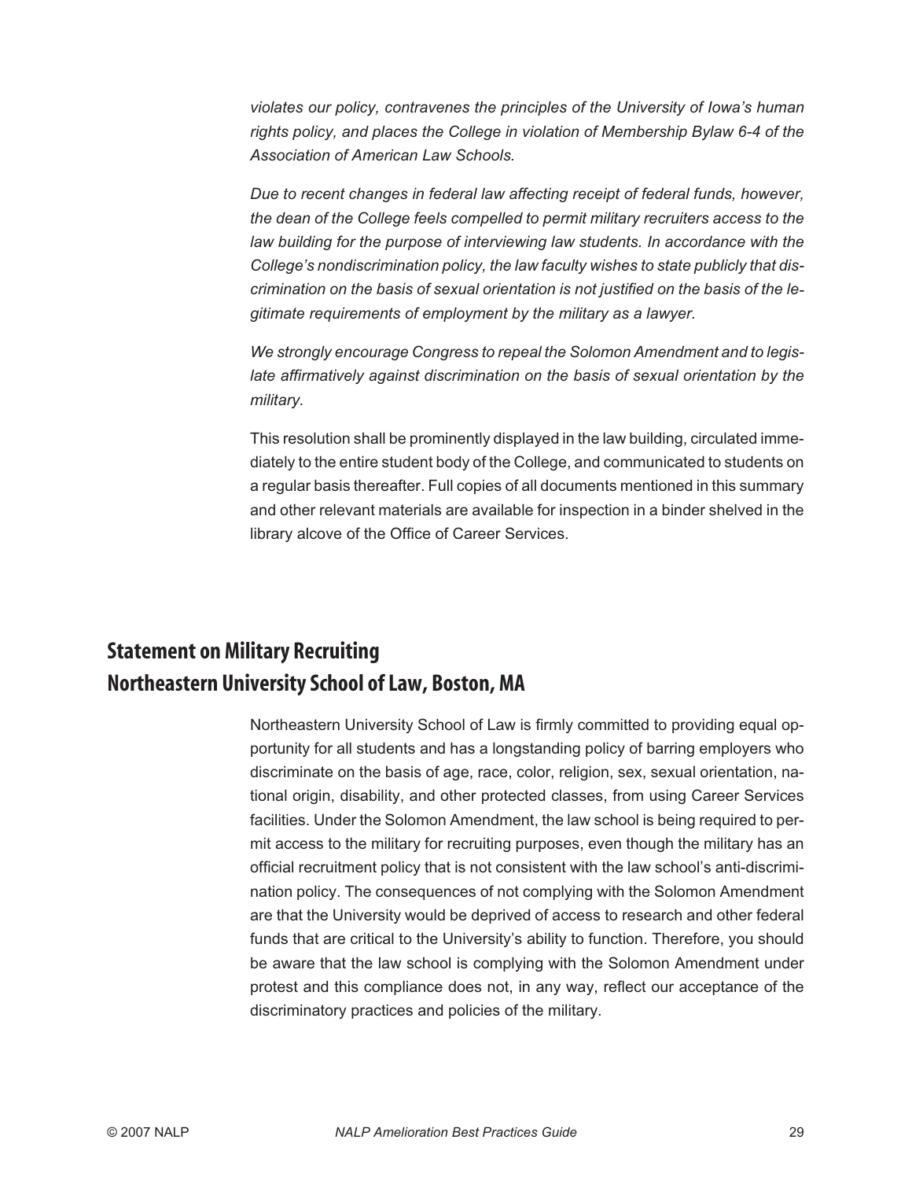*violates our policy, contravenes the principles of the University of Iowa's human rights policy, and places the College in violation of Membership Bylaw 6-4 of the Association of American Law Schools.*

*Due to recent changes in federal law affecting receipt of federal funds, however, the dean of the College feels compelled to permit military recruiters access to the law building for the purpose of interviewing law students. In accordance with the College's nondiscrimination policy, the law faculty wishes to state publicly that discrimination on the basis of sexual orientation is not justified on the basis of the legitimate requirements of employment by the military as a lawyer.*

*We strongly encourage Congress to repeal the Solomon Amendment and to legislate affirmatively against discrimination on the basis of sexual orientation by the military.*

This resolution shall be prominently displayed in the law building, circulated immediately to the entire student body of the College, and communicated to students on a regular basis thereafter. Full copies of all documents mentioned in this summary and other relevant materials are available for inspection in a binder shelved in the library alcove of the Office of Career Services.

## Statement on Military Recruiting
## Northeastern University School of Law, Boston, MA

Northeastern University School of Law is firmly committed to providing equal opportunity for all students and has a longstanding policy of barring employers who discriminate on the basis of age, race, color, religion, sex, sexual orientation, national origin, disability, and other protected classes, from using Career Services facilities. Under the Solomon Amendment, the law school is being required to permit access to the military for recruiting purposes, even though the military has an official recruitment policy that is not consistent with the law school's anti-discrimination policy. The consequences of not complying with the Solomon Amendment are that the University would be deprived of access to research and other federal funds that are critical to the University's ability to function. Therefore, you should be aware that the law school is complying with the Solomon Amendment under protest and this compliance does not, in any way, reflect our acceptance of the discriminatory practices and policies of the military.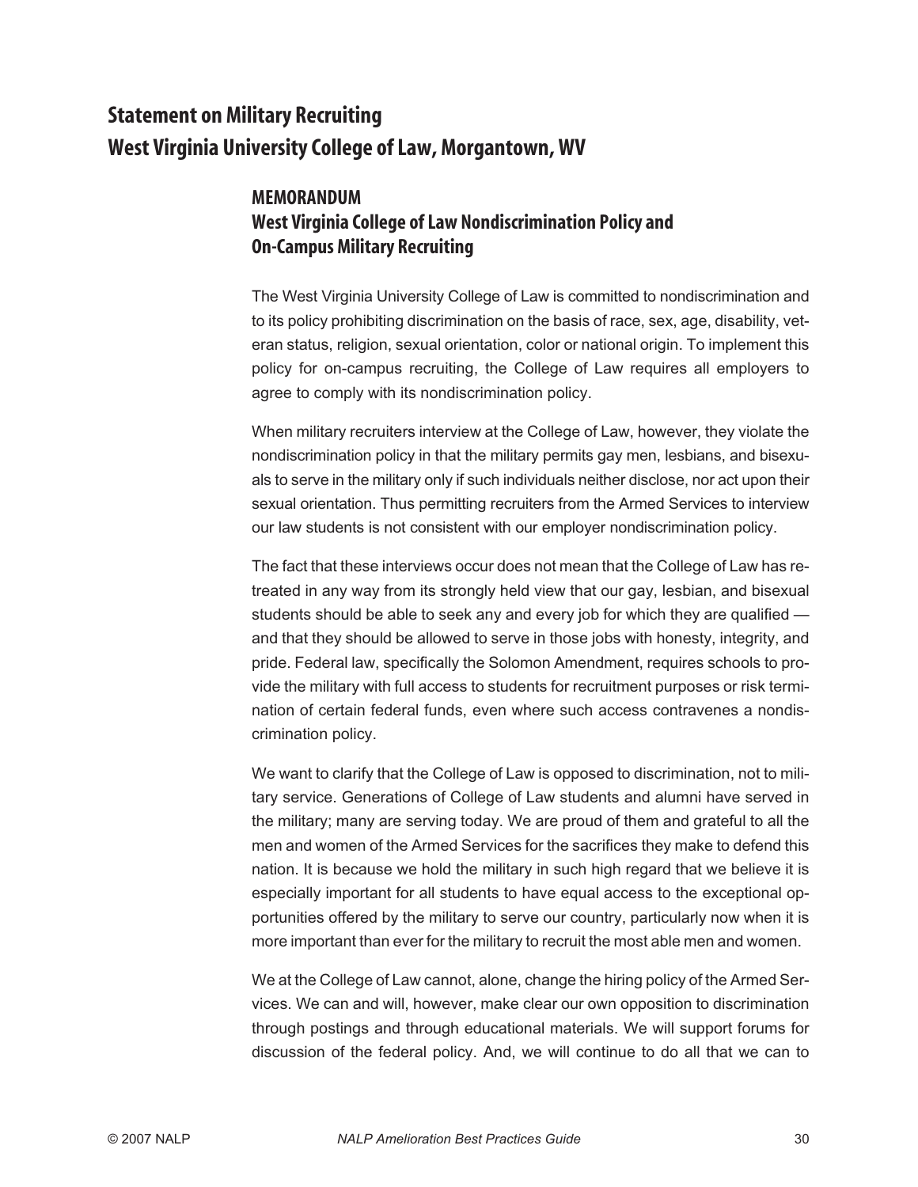# Statement on Military Recruiting
# West Virginia University College of Law, Morgantown, WV

## MEMORANDUM
## West Virginia College of Law Nondiscrimination Policy and On-Campus Military Recruiting

The West Virginia University College of Law is committed to nondiscrimination and to its policy prohibiting discrimination on the basis of race, sex, age, disability, veteran status, religion, sexual orientation, color or national origin. To implement this policy for on-campus recruiting, the College of Law requires all employers to agree to comply with its nondiscrimination policy.

When military recruiters interview at the College of Law, however, they violate the nondiscrimination policy in that the military permits gay men, lesbians, and bisexuals to serve in the military only if such individuals neither disclose, nor act upon their sexual orientation. Thus permitting recruiters from the Armed Services to interview our law students is not consistent with our employer nondiscrimination policy.

The fact that these interviews occur does not mean that the College of Law has retreated in any way from its strongly held view that our gay, lesbian, and bisexual students should be able to seek any and every job for which they are qualified — and that they should be allowed to serve in those jobs with honesty, integrity, and pride. Federal law, specifically the Solomon Amendment, requires schools to provide the military with full access to students for recruitment purposes or risk termination of certain federal funds, even where such access contravenes a nondiscrimination policy.

We want to clarify that the College of Law is opposed to discrimination, not to military service. Generations of College of Law students and alumni have served in the military; many are serving today. We are proud of them and grateful to all the men and women of the Armed Services for the sacrifices they make to defend this nation. It is because we hold the military in such high regard that we believe it is especially important for all students to have equal access to the exceptional opportunities offered by the military to serve our country, particularly now when it is more important than ever for the military to recruit the most able men and women.

We at the College of Law cannot, alone, change the hiring policy of the Armed Services. We can and will, however, make clear our own opposition to discrimination through postings and through educational materials. We will support forums for discussion of the federal policy. And, we will continue to do all that we can to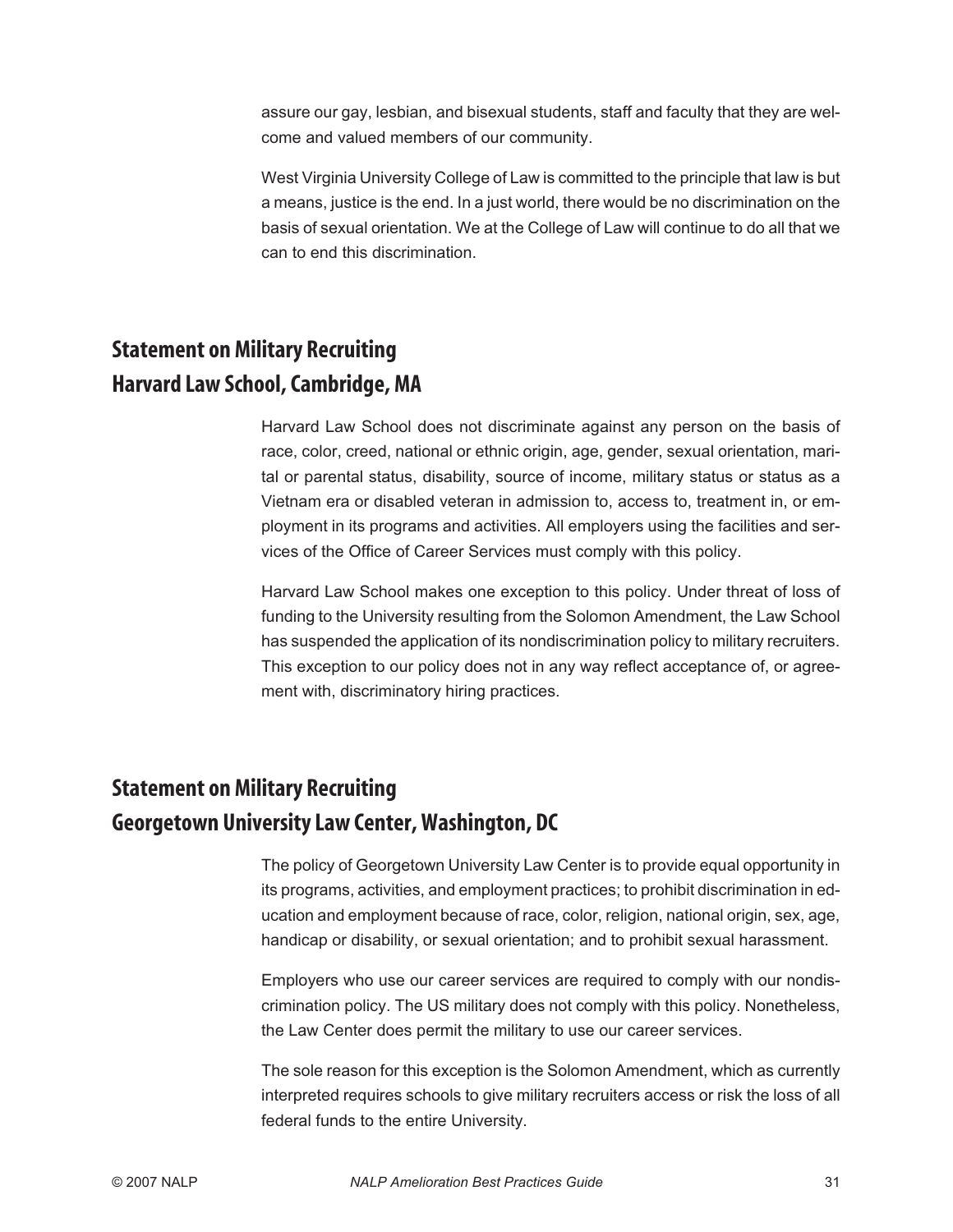assure our gay, lesbian, and bisexual students, staff and faculty that they are welcome and valued members of our community.

West Virginia University College of Law is committed to the principle that law is but a means, justice is the end. In a just world, there would be no discrimination on the basis of sexual orientation. We at the College of Law will continue to do all that we can to end this discrimination.

## Statement on Military Recruiting
## Harvard Law School, Cambridge, MA

Harvard Law School does not discriminate against any person on the basis of race, color, creed, national or ethnic origin, age, gender, sexual orientation, marital or parental status, disability, source of income, military status or status as a Vietnam era or disabled veteran in admission to, access to, treatment in, or employment in its programs and activities. All employers using the facilities and services of the Office of Career Services must comply with this policy.

Harvard Law School makes one exception to this policy. Under threat of loss of funding to the University resulting from the Solomon Amendment, the Law School has suspended the application of its nondiscrimination policy to military recruiters. This exception to our policy does not in any way reflect acceptance of, or agreement with, discriminatory hiring practices.

## Statement on Military Recruiting
## Georgetown University Law Center, Washington, DC

The policy of Georgetown University Law Center is to provide equal opportunity in its programs, activities, and employment practices; to prohibit discrimination in education and employment because of race, color, religion, national origin, sex, age, handicap or disability, or sexual orientation; and to prohibit sexual harassment.

Employers who use our career services are required to comply with our nondiscrimination policy. The US military does not comply with this policy. Nonetheless, the Law Center does permit the military to use our career services.

The sole reason for this exception is the Solomon Amendment, which as currently interpreted requires schools to give military recruiters access or risk the loss of all federal funds to the entire University.